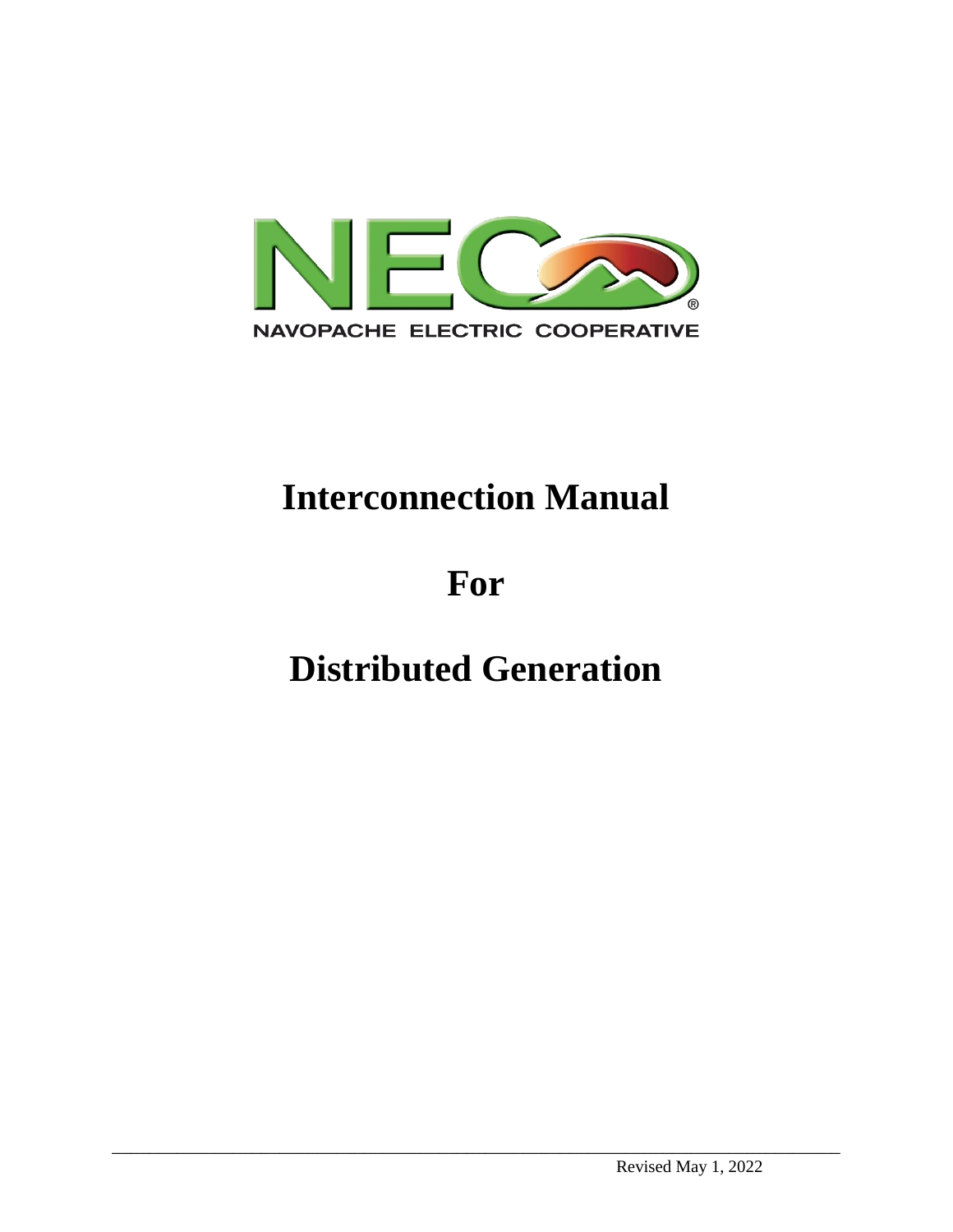NAVOPACHE ELECTRIC COOPERATIVE

# Interconnection Manual

# For

# Distributed Generation

Revised May 1, 2022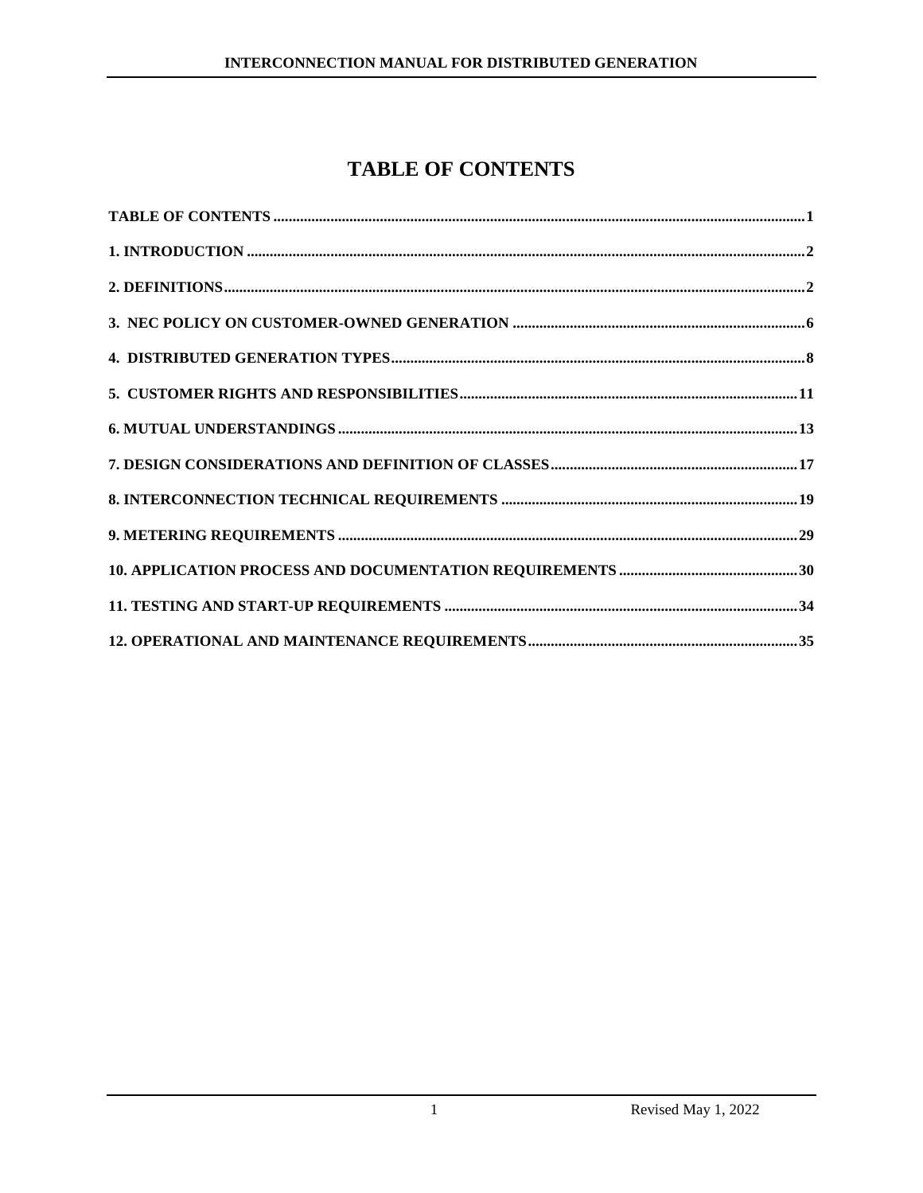# TABLE OF CONTENTS

TABLE OF CONTENTS ........................................................................................................ 1

1. INTRODUCTION ........................................................................................................ 2

2. DEFINITIONS ........................................................................................................ 2

3. NEC POLICY ON CUSTOMER-OWNED GENERATION ........................................................................................................ 6

4. DISTRIBUTED GENERATION TYPES ........................................................................................................ 8

5. CUSTOMER RIGHTS AND RESPONSIBILITIES ........................................................................................................ 11

6. MUTUAL UNDERSTANDINGS ........................................................................................................ 13

7. DESIGN CONSIDERATIONS AND DEFINITION OF CLASSES ........................................................................................................ 17

8. INTERCONNECTION TECHNICAL REQUIREMENTS ........................................................................................................ 19

9. METERING REQUIREMENTS ........................................................................................................ 29

10. APPLICATION PROCESS AND DOCUMENTATION REQUIREMENTS ........................................................................................................ 30

11. TESTING AND START-UP REQUIREMENTS ........................................................................................................ 34

12. OPERATIONAL AND MAINTENANCE REQUIREMENTS ........................................................................................................ 35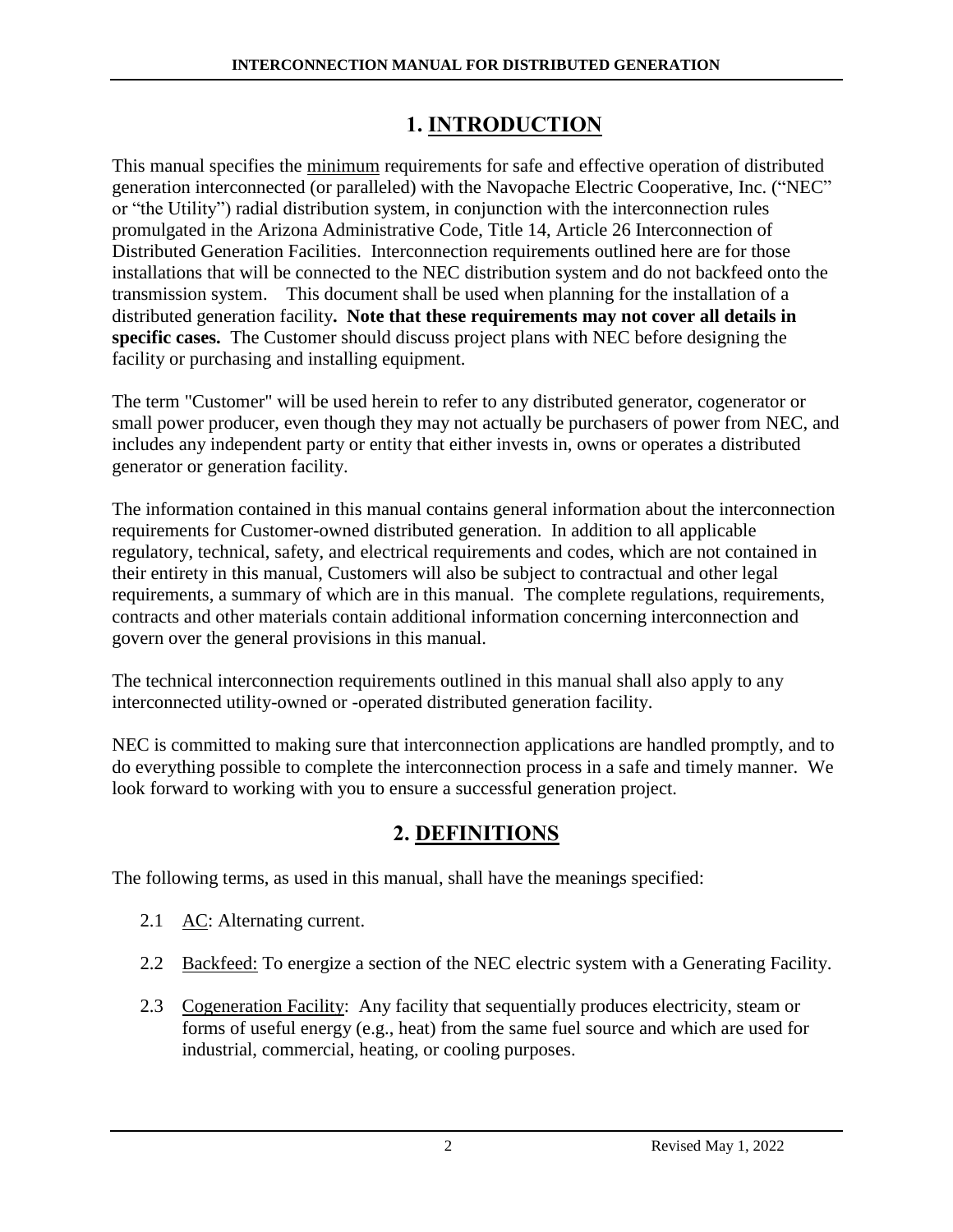# 1. INTRODUCTION

This manual specifies the minimum requirements for safe and effective operation of distributed generation interconnected (or paralleled) with the Navopache Electric Cooperative, Inc. ("NEC" or "the Utility") radial distribution system, in conjunction with the interconnection rules promulgated in the Arizona Administrative Code, Title 14, Article 26 Interconnection of Distributed Generation Facilities. Interconnection requirements outlined here are for those installations that will be connected to the NEC distribution system and do not backfeed onto the transmission system. This document shall be used when planning for the installation of a distributed generation facility. **Note that these requirements may not cover all details in specific cases.** The Customer should discuss project plans with NEC before designing the facility or purchasing and installing equipment.

The term "Customer" will be used herein to refer to any distributed generator, cogenerator or small power producer, even though they may not actually be purchasers of power from NEC, and includes any independent party or entity that either invests in, owns or operates a distributed generator or generation facility.

The information contained in this manual contains general information about the interconnection requirements for Customer-owned distributed generation. In addition to all applicable regulatory, technical, safety, and electrical requirements and codes, which are not contained in their entirety in this manual, Customers will also be subject to contractual and other legal requirements, a summary of which are in this manual. The complete regulations, requirements, contracts and other materials contain additional information concerning interconnection and govern over the general provisions in this manual.

The technical interconnection requirements outlined in this manual shall also apply to any interconnected utility-owned or -operated distributed generation facility.

NEC is committed to making sure that interconnection applications are handled promptly, and to do everything possible to complete the interconnection process in a safe and timely manner. We look forward to working with you to ensure a successful generation project.

# 2. DEFINITIONS

The following terms, as used in this manual, shall have the meanings specified:

2.1 AC: Alternating current.

2.2 Backfeed: To energize a section of the NEC electric system with a Generating Facility.

2.3 Cogeneration Facility: Any facility that sequentially produces electricity, steam or forms of useful energy (e.g., heat) from the same fuel source and which are used for industrial, commercial, heating, or cooling purposes.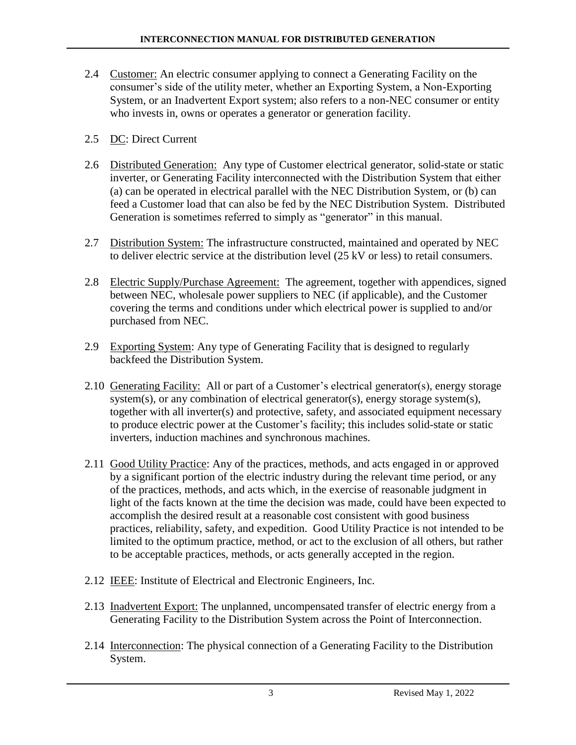2.4 Customer: An electric consumer applying to connect a Generating Facility on the consumer's side of the utility meter, whether an Exporting System, a Non-Exporting System, or an Inadvertent Export system; also refers to a non-NEC consumer or entity who invests in, owns or operates a generator or generation facility.

2.5 DC: Direct Current

2.6 Distributed Generation: Any type of Customer electrical generator, solid-state or static inverter, or Generating Facility interconnected with the Distribution System that either (a) can be operated in electrical parallel with the NEC Distribution System, or (b) can feed a Customer load that can also be fed by the NEC Distribution System. Distributed Generation is sometimes referred to simply as "generator" in this manual.

2.7 Distribution System: The infrastructure constructed, maintained and operated by NEC to deliver electric service at the distribution level (25 kV or less) to retail consumers.

2.8 Electric Supply/Purchase Agreement: The agreement, together with appendices, signed between NEC, wholesale power suppliers to NEC (if applicable), and the Customer covering the terms and conditions under which electrical power is supplied to and/or purchased from NEC.

2.9 Exporting System: Any type of Generating Facility that is designed to regularly backfeed the Distribution System.

2.10 Generating Facility: All or part of a Customer's electrical generator(s), energy storage system(s), or any combination of electrical generator(s), energy storage system(s), together with all inverter(s) and protective, safety, and associated equipment necessary to produce electric power at the Customer's facility; this includes solid-state or static inverters, induction machines and synchronous machines.

2.11 Good Utility Practice: Any of the practices, methods, and acts engaged in or approved by a significant portion of the electric industry during the relevant time period, or any of the practices, methods, and acts which, in the exercise of reasonable judgment in light of the facts known at the time the decision was made, could have been expected to accomplish the desired result at a reasonable cost consistent with good business practices, reliability, safety, and expedition. Good Utility Practice is not intended to be limited to the optimum practice, method, or act to the exclusion of all others, but rather to be acceptable practices, methods, or acts generally accepted in the region.

2.12 IEEE: Institute of Electrical and Electronic Engineers, Inc.

2.13 Inadvertent Export: The unplanned, uncompensated transfer of electric energy from a Generating Facility to the Distribution System across the Point of Interconnection.

2.14 Interconnection: The physical connection of a Generating Facility to the Distribution System.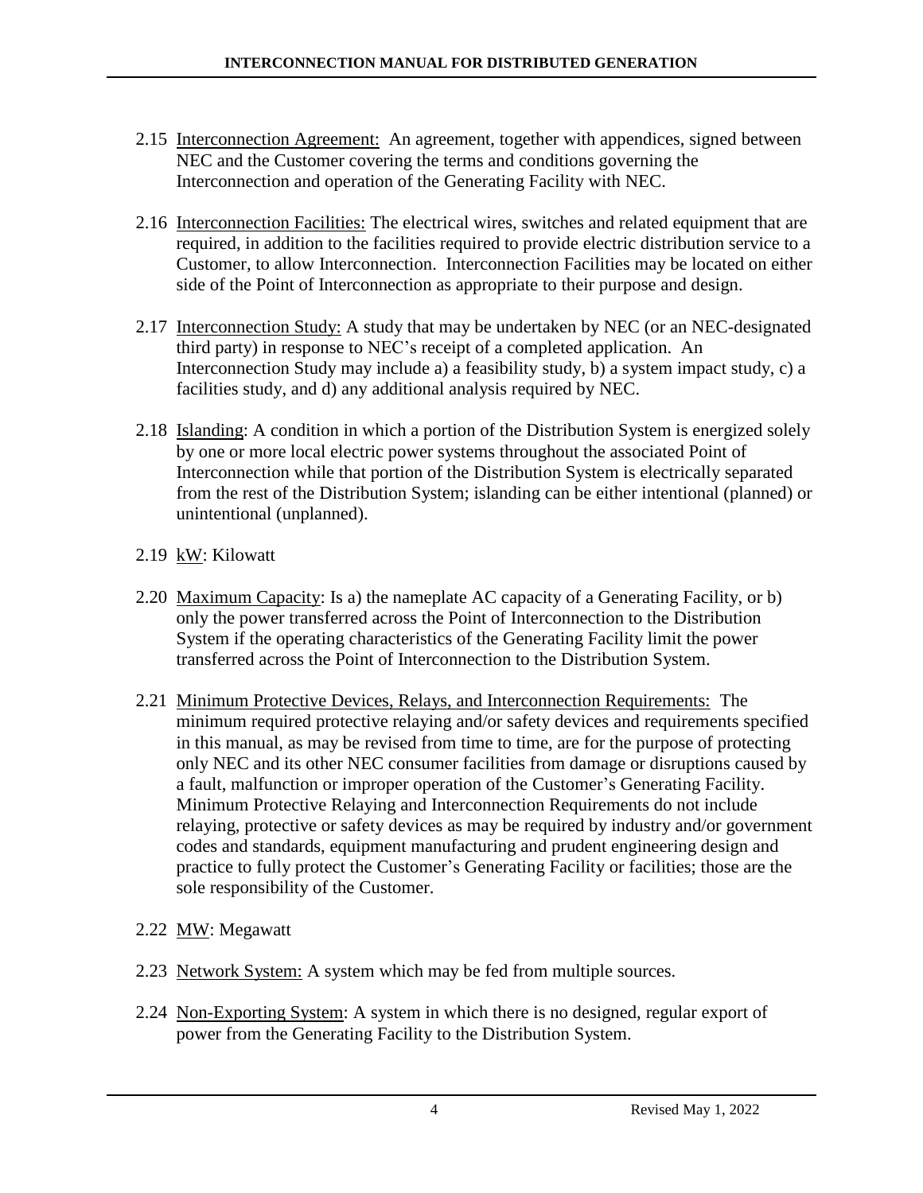2.15 Interconnection Agreement: An agreement, together with appendices, signed between NEC and the Customer covering the terms and conditions governing the Interconnection and operation of the Generating Facility with NEC.

2.16 Interconnection Facilities: The electrical wires, switches and related equipment that are required, in addition to the facilities required to provide electric distribution service to a Customer, to allow Interconnection. Interconnection Facilities may be located on either side of the Point of Interconnection as appropriate to their purpose and design.

2.17 Interconnection Study: A study that may be undertaken by NEC (or an NEC-designated third party) in response to NEC's receipt of a completed application. An Interconnection Study may include a) a feasibility study, b) a system impact study, c) a facilities study, and d) any additional analysis required by NEC.

2.18 Islanding: A condition in which a portion of the Distribution System is energized solely by one or more local electric power systems throughout the associated Point of Interconnection while that portion of the Distribution System is electrically separated from the rest of the Distribution System; islanding can be either intentional (planned) or unintentional (unplanned).

2.19 kW: Kilowatt

2.20 Maximum Capacity: Is a) the nameplate AC capacity of a Generating Facility, or b) only the power transferred across the Point of Interconnection to the Distribution System if the operating characteristics of the Generating Facility limit the power transferred across the Point of Interconnection to the Distribution System.

2.21 Minimum Protective Devices, Relays, and Interconnection Requirements: The minimum required protective relaying and/or safety devices and requirements specified in this manual, as may be revised from time to time, are for the purpose of protecting only NEC and its other NEC consumer facilities from damage or disruptions caused by a fault, malfunction or improper operation of the Customer's Generating Facility. Minimum Protective Relaying and Interconnection Requirements do not include relaying, protective or safety devices as may be required by industry and/or government codes and standards, equipment manufacturing and prudent engineering design and practice to fully protect the Customer's Generating Facility or facilities; those are the sole responsibility of the Customer.

2.22 MW: Megawatt

2.23 Network System: A system which may be fed from multiple sources.

2.24 Non-Exporting System: A system in which there is no designed, regular export of power from the Generating Facility to the Distribution System.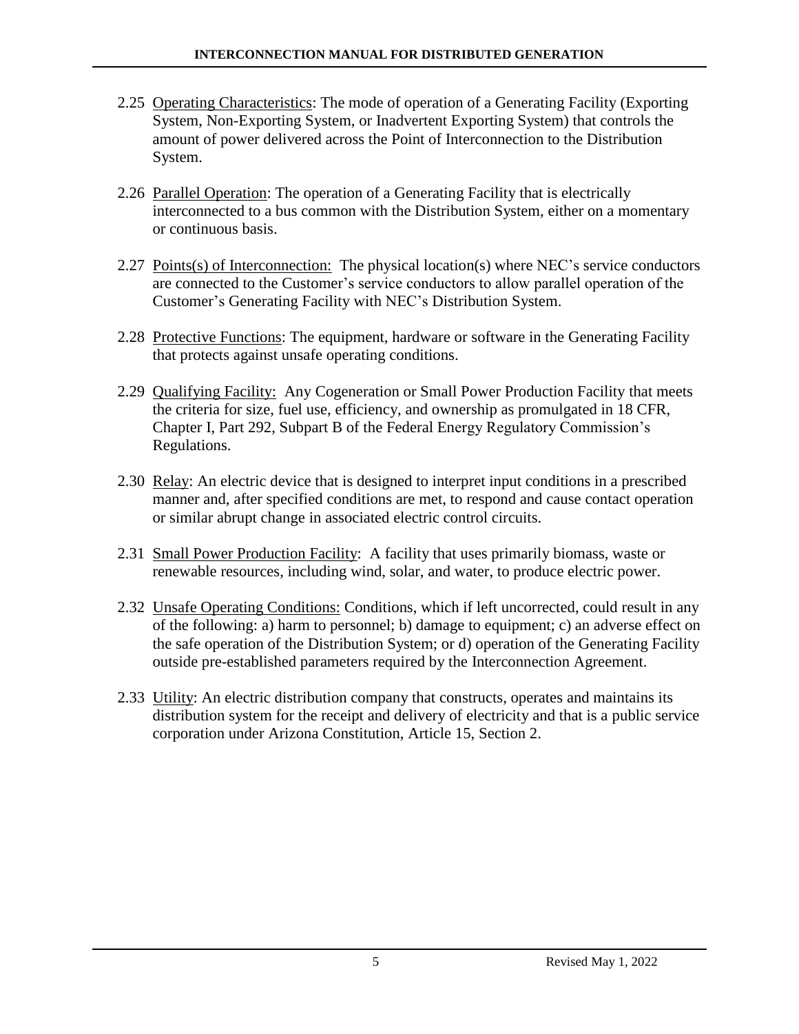2.25 Operating Characteristics: The mode of operation of a Generating Facility (Exporting System, Non-Exporting System, or Inadvertent Exporting System) that controls the amount of power delivered across the Point of Interconnection to the Distribution System.

2.26 Parallel Operation: The operation of a Generating Facility that is electrically interconnected to a bus common with the Distribution System, either on a momentary or continuous basis.

2.27 Points(s) of Interconnection: The physical location(s) where NEC's service conductors are connected to the Customer's service conductors to allow parallel operation of the Customer's Generating Facility with NEC's Distribution System.

2.28 Protective Functions: The equipment, hardware or software in the Generating Facility that protects against unsafe operating conditions.

2.29 Qualifying Facility: Any Cogeneration or Small Power Production Facility that meets the criteria for size, fuel use, efficiency, and ownership as promulgated in 18 CFR, Chapter I, Part 292, Subpart B of the Federal Energy Regulatory Commission's Regulations.

2.30 Relay: An electric device that is designed to interpret input conditions in a prescribed manner and, after specified conditions are met, to respond and cause contact operation or similar abrupt change in associated electric control circuits.

2.31 Small Power Production Facility: A facility that uses primarily biomass, waste or renewable resources, including wind, solar, and water, to produce electric power.

2.32 Unsafe Operating Conditions: Conditions, which if left uncorrected, could result in any of the following: a) harm to personnel; b) damage to equipment; c) an adverse effect on the safe operation of the Distribution System; or d) operation of the Generating Facility outside pre-established parameters required by the Interconnection Agreement.

2.33 Utility: An electric distribution company that constructs, operates and maintains its distribution system for the receipt and delivery of electricity and that is a public service corporation under Arizona Constitution, Article 15, Section 2.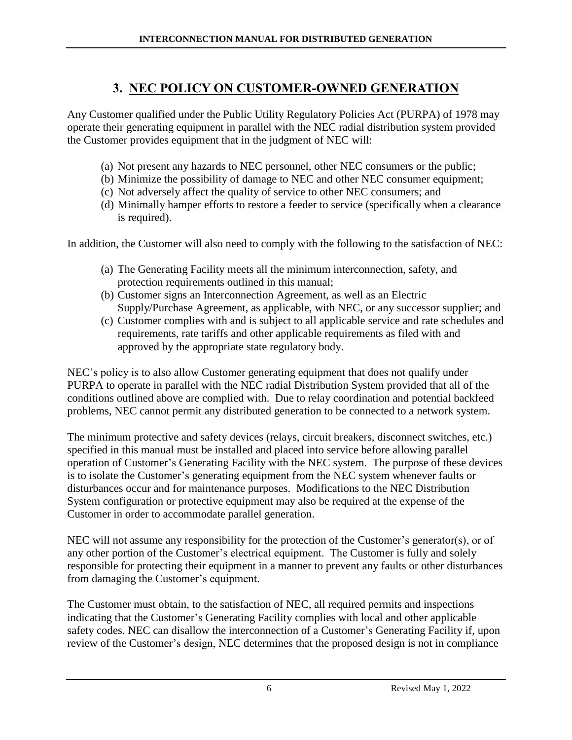# 3. NEC POLICY ON CUSTOMER-OWNED GENERATION

Any Customer qualified under the Public Utility Regulatory Policies Act (PURPA) of 1978 may operate their generating equipment in parallel with the NEC radial distribution system provided the Customer provides equipment that in the judgment of NEC will:

(a) Not present any hazards to NEC personnel, other NEC consumers or the public;
(b) Minimize the possibility of damage to NEC and other NEC consumer equipment;
(c) Not adversely affect the quality of service to other NEC consumers; and
(d) Minimally hamper efforts to restore a feeder to service (specifically when a clearance is required).

In addition, the Customer will also need to comply with the following to the satisfaction of NEC:

(a) The Generating Facility meets all the minimum interconnection, safety, and protection requirements outlined in this manual;
(b) Customer signs an Interconnection Agreement, as well as an Electric Supply/Purchase Agreement, as applicable, with NEC, or any successor supplier; and
(c) Customer complies with and is subject to all applicable service and rate schedules and requirements, rate tariffs and other applicable requirements as filed with and approved by the appropriate state regulatory body.

NEC's policy is to also allow Customer generating equipment that does not qualify under PURPA to operate in parallel with the NEC radial Distribution System provided that all of the conditions outlined above are complied with. Due to relay coordination and potential backfeed problems, NEC cannot permit any distributed generation to be connected to a network system.

The minimum protective and safety devices (relays, circuit breakers, disconnect switches, etc.) specified in this manual must be installed and placed into service before allowing parallel operation of Customer's Generating Facility with the NEC system. The purpose of these devices is to isolate the Customer's generating equipment from the NEC system whenever faults or disturbances occur and for maintenance purposes. Modifications to the NEC Distribution System configuration or protective equipment may also be required at the expense of the Customer in order to accommodate parallel generation.

NEC will not assume any responsibility for the protection of the Customer's generator(s), or of any other portion of the Customer's electrical equipment. The Customer is fully and solely responsible for protecting their equipment in a manner to prevent any faults or other disturbances from damaging the Customer's equipment.

The Customer must obtain, to the satisfaction of NEC, all required permits and inspections indicating that the Customer's Generating Facility complies with local and other applicable safety codes. NEC can disallow the interconnection of a Customer's Generating Facility if, upon review of the Customer's design, NEC determines that the proposed design is not in compliance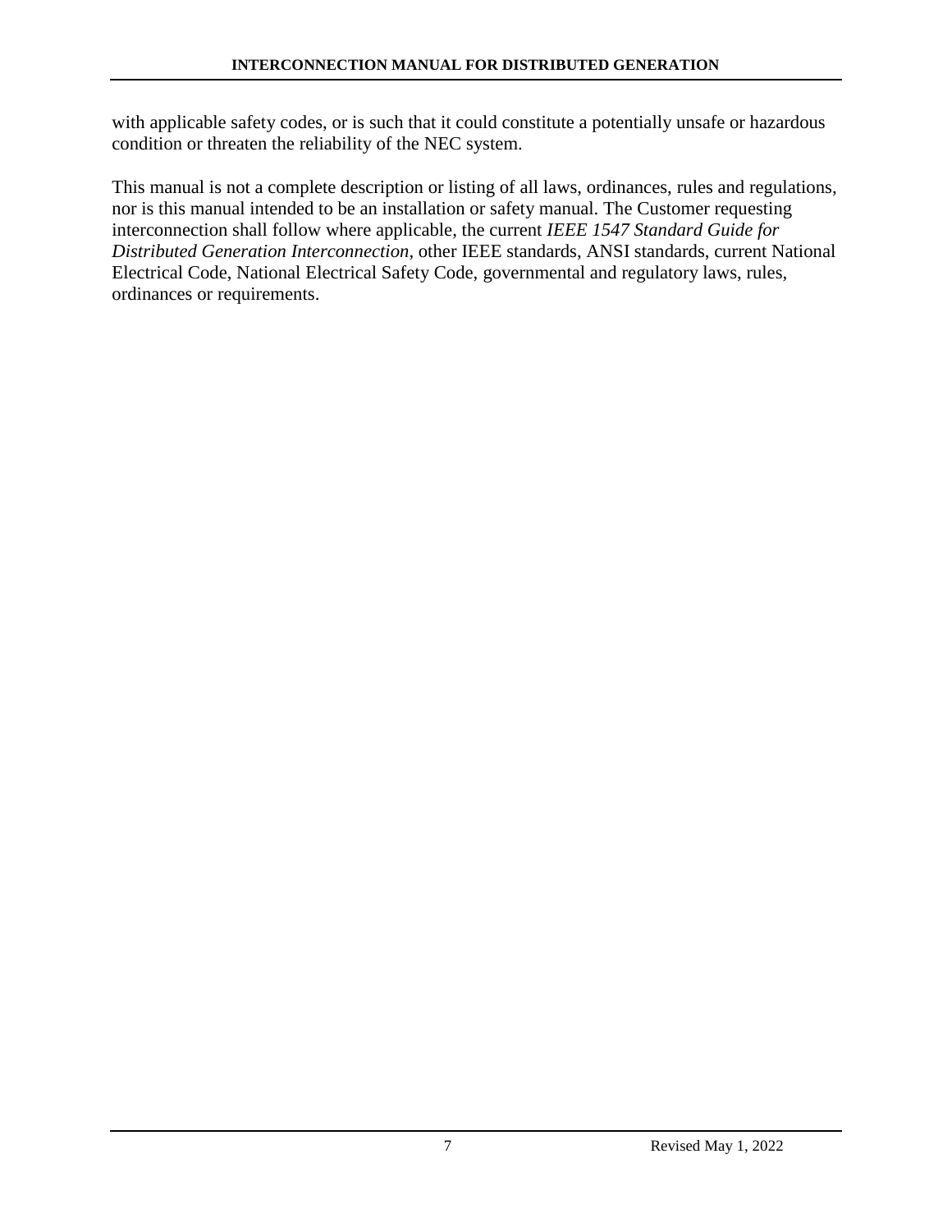with applicable safety codes, or is such that it could constitute a potentially unsafe or hazardous condition or threaten the reliability of the NEC system.

This manual is not a complete description or listing of all laws, ordinances, rules and regulations, nor is this manual intended to be an installation or safety manual. The Customer requesting interconnection shall follow where applicable, the current *IEEE 1547 Standard Guide for Distributed Generation Interconnection*, other IEEE standards, ANSI standards, current National Electrical Code, National Electrical Safety Code, governmental and regulatory laws, rules, ordinances or requirements.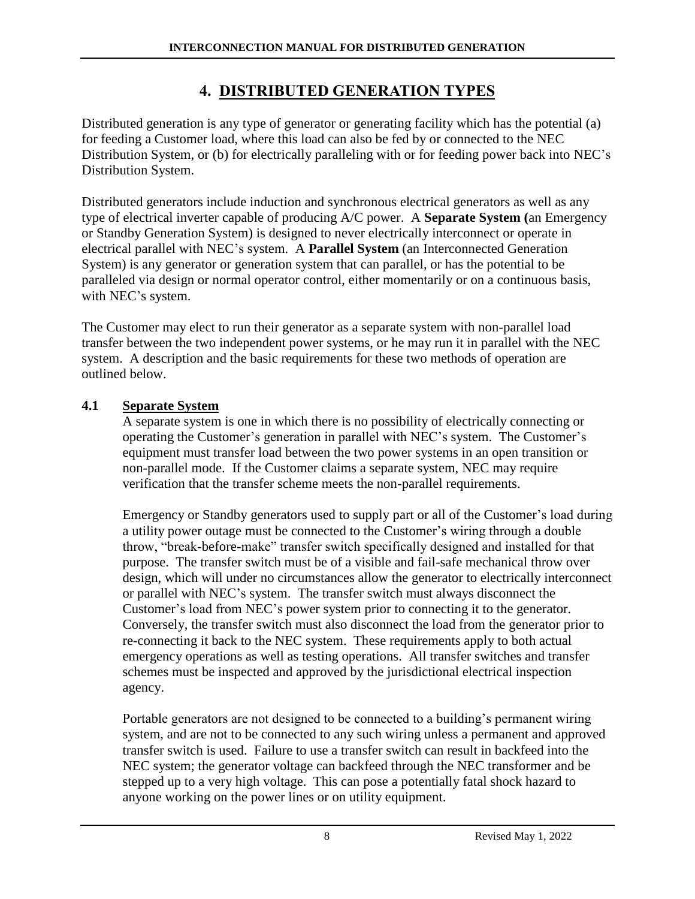# 4. DISTRIBUTED GENERATION TYPES

Distributed generation is any type of generator or generating facility which has the potential (a) for feeding a Customer load, where this load can also be fed by or connected to the NEC Distribution System, or (b) for electrically paralleling with or for feeding power back into NEC's Distribution System.

Distributed generators include induction and synchronous electrical generators as well as any type of electrical inverter capable of producing A/C power. A **Separate System (**an Emergency or Standby Generation System) is designed to never electrically interconnect or operate in electrical parallel with NEC's system. A **Parallel System** (an Interconnected Generation System) is any generator or generation system that can parallel, or has the potential to be paralleled via design or normal operator control, either momentarily or on a continuous basis, with NEC's system.

The Customer may elect to run their generator as a separate system with non-parallel load transfer between the two independent power systems, or he may run it in parallel with the NEC system. A description and the basic requirements for these two methods of operation are outlined below.

## 4.1 Separate System

A separate system is one in which there is no possibility of electrically connecting or operating the Customer's generation in parallel with NEC's system. The Customer's equipment must transfer load between the two power systems in an open transition or non-parallel mode. If the Customer claims a separate system, NEC may require verification that the transfer scheme meets the non-parallel requirements.

Emergency or Standby generators used to supply part or all of the Customer's load during a utility power outage must be connected to the Customer's wiring through a double throw, "break-before-make" transfer switch specifically designed and installed for that purpose. The transfer switch must be of a visible and fail-safe mechanical throw over design, which will under no circumstances allow the generator to electrically interconnect or parallel with NEC's system. The transfer switch must always disconnect the Customer's load from NEC's power system prior to connecting it to the generator. Conversely, the transfer switch must also disconnect the load from the generator prior to re-connecting it back to the NEC system. These requirements apply to both actual emergency operations as well as testing operations. All transfer switches and transfer schemes must be inspected and approved by the jurisdictional electrical inspection agency.

Portable generators are not designed to be connected to a building's permanent wiring system, and are not to be connected to any such wiring unless a permanent and approved transfer switch is used. Failure to use a transfer switch can result in backfeed into the NEC system; the generator voltage can backfeed through the NEC transformer and be stepped up to a very high voltage. This can pose a potentially fatal shock hazard to anyone working on the power lines or on utility equipment.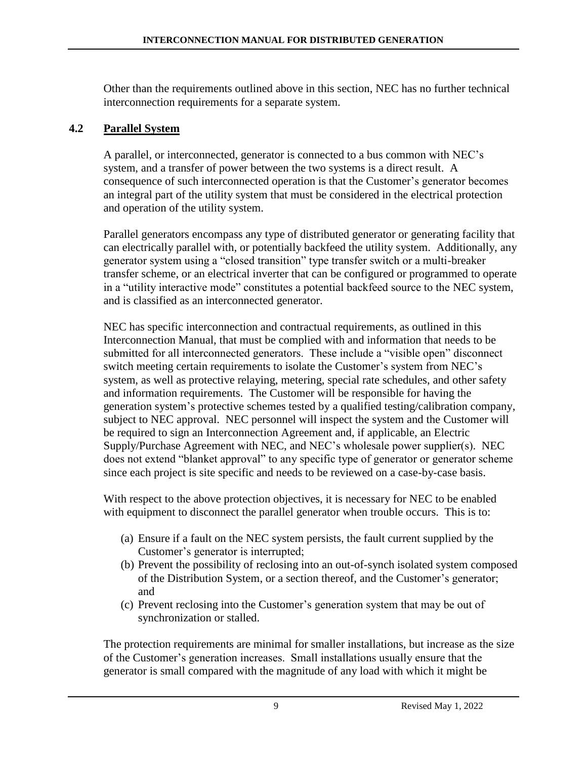Other than the requirements outlined above in this section, NEC has no further technical interconnection requirements for a separate system.

## 4.2 Parallel System

A parallel, or interconnected, generator is connected to a bus common with NEC's system, and a transfer of power between the two systems is a direct result. A consequence of such interconnected operation is that the Customer's generator becomes an integral part of the utility system that must be considered in the electrical protection and operation of the utility system.

Parallel generators encompass any type of distributed generator or generating facility that can electrically parallel with, or potentially backfeed the utility system. Additionally, any generator system using a "closed transition" type transfer switch or a multi-breaker transfer scheme, or an electrical inverter that can be configured or programmed to operate in a "utility interactive mode" constitutes a potential backfeed source to the NEC system, and is classified as an interconnected generator.

NEC has specific interconnection and contractual requirements, as outlined in this Interconnection Manual, that must be complied with and information that needs to be submitted for all interconnected generators. These include a "visible open" disconnect switch meeting certain requirements to isolate the Customer's system from NEC's system, as well as protective relaying, metering, special rate schedules, and other safety and information requirements. The Customer will be responsible for having the generation system's protective schemes tested by a qualified testing/calibration company, subject to NEC approval. NEC personnel will inspect the system and the Customer will be required to sign an Interconnection Agreement and, if applicable, an Electric Supply/Purchase Agreement with NEC, and NEC's wholesale power supplier(s). NEC does not extend "blanket approval" to any specific type of generator or generator scheme since each project is site specific and needs to be reviewed on a case-by-case basis.

With respect to the above protection objectives, it is necessary for NEC to be enabled with equipment to disconnect the parallel generator when trouble occurs. This is to:

(a) Ensure if a fault on the NEC system persists, the fault current supplied by the Customer's generator is interrupted;
(b) Prevent the possibility of reclosing into an out-of-synch isolated system composed of the Distribution System, or a section thereof, and the Customer's generator; and
(c) Prevent reclosing into the Customer's generation system that may be out of synchronization or stalled.

The protection requirements are minimal for smaller installations, but increase as the size of the Customer's generation increases. Small installations usually ensure that the generator is small compared with the magnitude of any load with which it might be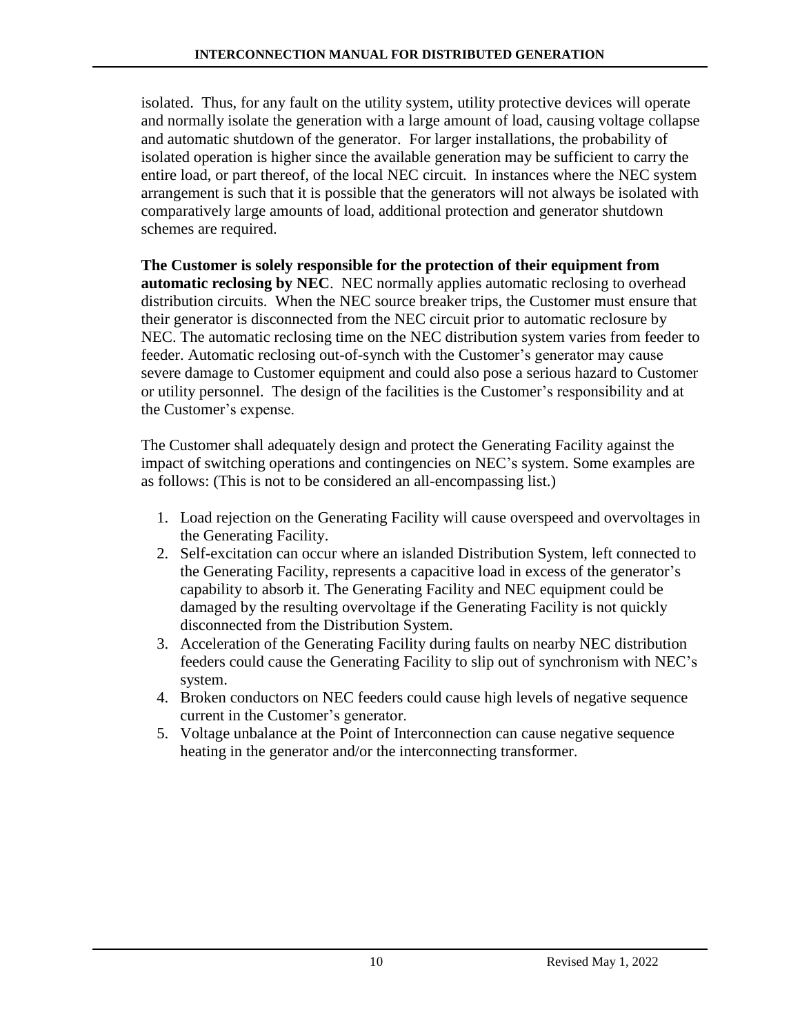isolated. Thus, for any fault on the utility system, utility protective devices will operate and normally isolate the generation with a large amount of load, causing voltage collapse and automatic shutdown of the generator. For larger installations, the probability of isolated operation is higher since the available generation may be sufficient to carry the entire load, or part thereof, of the local NEC circuit. In instances where the NEC system arrangement is such that it is possible that the generators will not always be isolated with comparatively large amounts of load, additional protection and generator shutdown schemes are required.

**The Customer is solely responsible for the protection of their equipment from automatic reclosing by NEC**. NEC normally applies automatic reclosing to overhead distribution circuits. When the NEC source breaker trips, the Customer must ensure that their generator is disconnected from the NEC circuit prior to automatic reclosure by NEC. The automatic reclosing time on the NEC distribution system varies from feeder to feeder. Automatic reclosing out-of-synch with the Customer's generator may cause severe damage to Customer equipment and could also pose a serious hazard to Customer or utility personnel. The design of the facilities is the Customer's responsibility and at the Customer's expense.

The Customer shall adequately design and protect the Generating Facility against the impact of switching operations and contingencies on NEC's system. Some examples are as follows: (This is not to be considered an all-encompassing list.)

1. Load rejection on the Generating Facility will cause overspeed and overvoltages in the Generating Facility.
2. Self-excitation can occur where an islanded Distribution System, left connected to the Generating Facility, represents a capacitive load in excess of the generator's capability to absorb it. The Generating Facility and NEC equipment could be damaged by the resulting overvoltage if the Generating Facility is not quickly disconnected from the Distribution System.
3. Acceleration of the Generating Facility during faults on nearby NEC distribution feeders could cause the Generating Facility to slip out of synchronism with NEC's system.
4. Broken conductors on NEC feeders could cause high levels of negative sequence current in the Customer's generator.
5. Voltage unbalance at the Point of Interconnection can cause negative sequence heating in the generator and/or the interconnecting transformer.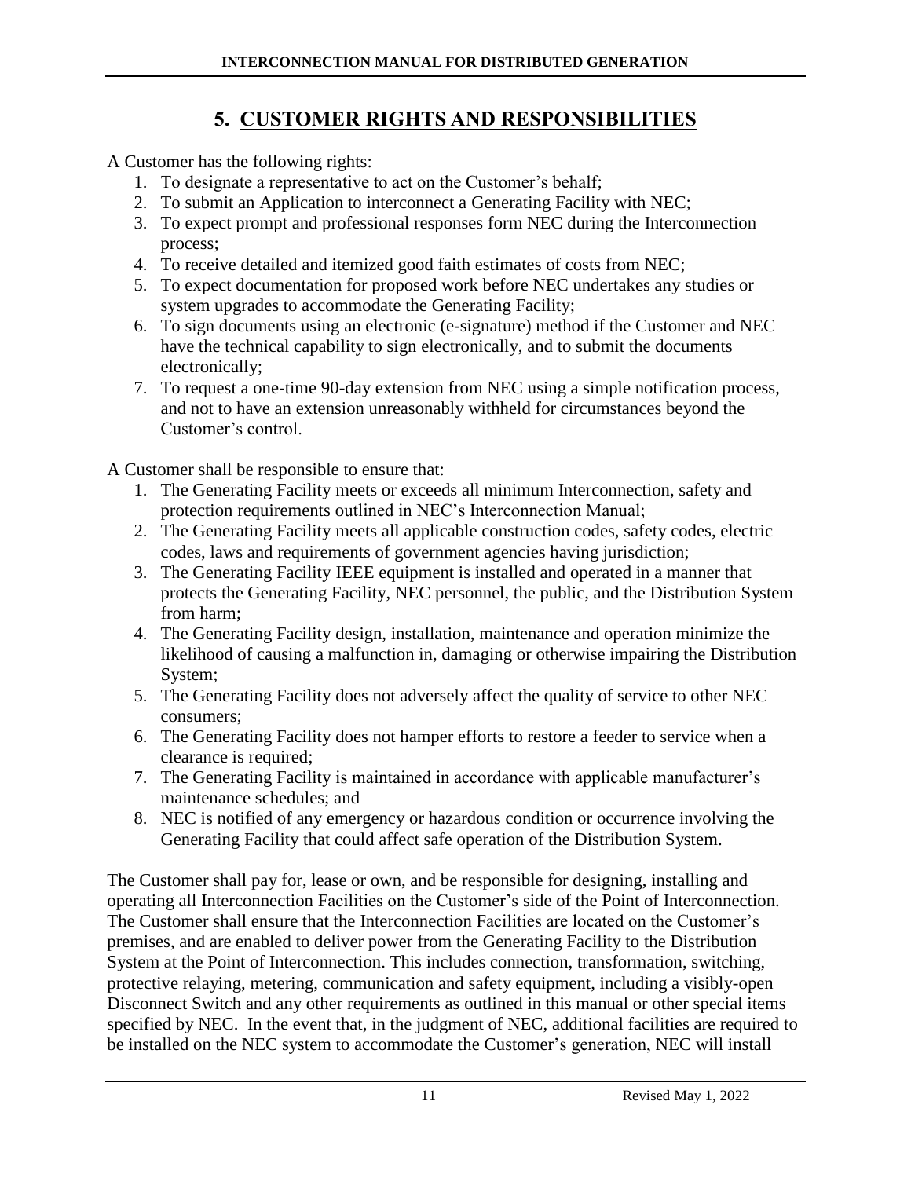# 5. CUSTOMER RIGHTS AND RESPONSIBILITIES

A Customer has the following rights:

1. To designate a representative to act on the Customer's behalf;
2. To submit an Application to interconnect a Generating Facility with NEC;
3. To expect prompt and professional responses form NEC during the Interconnection process;
4. To receive detailed and itemized good faith estimates of costs from NEC;
5. To expect documentation for proposed work before NEC undertakes any studies or system upgrades to accommodate the Generating Facility;
6. To sign documents using an electronic (e-signature) method if the Customer and NEC have the technical capability to sign electronically, and to submit the documents electronically;
7. To request a one-time 90-day extension from NEC using a simple notification process, and not to have an extension unreasonably withheld for circumstances beyond the Customer's control.

A Customer shall be responsible to ensure that:

1. The Generating Facility meets or exceeds all minimum Interconnection, safety and protection requirements outlined in NEC's Interconnection Manual;
2. The Generating Facility meets all applicable construction codes, safety codes, electric codes, laws and requirements of government agencies having jurisdiction;
3. The Generating Facility IEEE equipment is installed and operated in a manner that protects the Generating Facility, NEC personnel, the public, and the Distribution System from harm;
4. The Generating Facility design, installation, maintenance and operation minimize the likelihood of causing a malfunction in, damaging or otherwise impairing the Distribution System;
5. The Generating Facility does not adversely affect the quality of service to other NEC consumers;
6. The Generating Facility does not hamper efforts to restore a feeder to service when a clearance is required;
7. The Generating Facility is maintained in accordance with applicable manufacturer's maintenance schedules; and
8. NEC is notified of any emergency or hazardous condition or occurrence involving the Generating Facility that could affect safe operation of the Distribution System.

The Customer shall pay for, lease or own, and be responsible for designing, installing and operating all Interconnection Facilities on the Customer's side of the Point of Interconnection. The Customer shall ensure that the Interconnection Facilities are located on the Customer's premises, and are enabled to deliver power from the Generating Facility to the Distribution System at the Point of Interconnection. This includes connection, transformation, switching, protective relaying, metering, communication and safety equipment, including a visibly-open Disconnect Switch and any other requirements as outlined in this manual or other special items specified by NEC. In the event that, in the judgment of NEC, additional facilities are required to be installed on the NEC system to accommodate the Customer's generation, NEC will install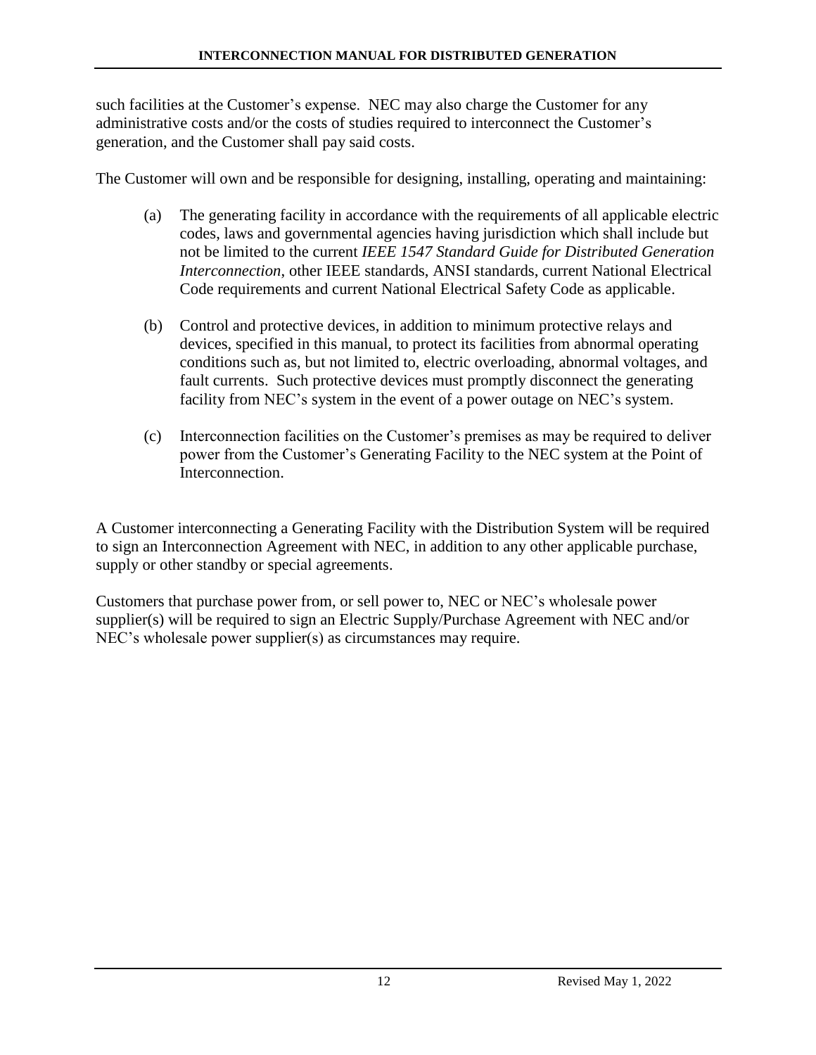such facilities at the Customer's expense. NEC may also charge the Customer for any administrative costs and/or the costs of studies required to interconnect the Customer's generation, and the Customer shall pay said costs.

The Customer will own and be responsible for designing, installing, operating and maintaining:

(a) The generating facility in accordance with the requirements of all applicable electric codes, laws and governmental agencies having jurisdiction which shall include but not be limited to the current *IEEE 1547 Standard Guide for Distributed Generation Interconnection*, other IEEE standards, ANSI standards, current National Electrical Code requirements and current National Electrical Safety Code as applicable.

(b) Control and protective devices, in addition to minimum protective relays and devices, specified in this manual, to protect its facilities from abnormal operating conditions such as, but not limited to, electric overloading, abnormal voltages, and fault currents. Such protective devices must promptly disconnect the generating facility from NEC's system in the event of a power outage on NEC's system.

(c) Interconnection facilities on the Customer's premises as may be required to deliver power from the Customer's Generating Facility to the NEC system at the Point of Interconnection.

A Customer interconnecting a Generating Facility with the Distribution System will be required to sign an Interconnection Agreement with NEC, in addition to any other applicable purchase, supply or other standby or special agreements.

Customers that purchase power from, or sell power to, NEC or NEC's wholesale power supplier(s) will be required to sign an Electric Supply/Purchase Agreement with NEC and/or NEC's wholesale power supplier(s) as circumstances may require.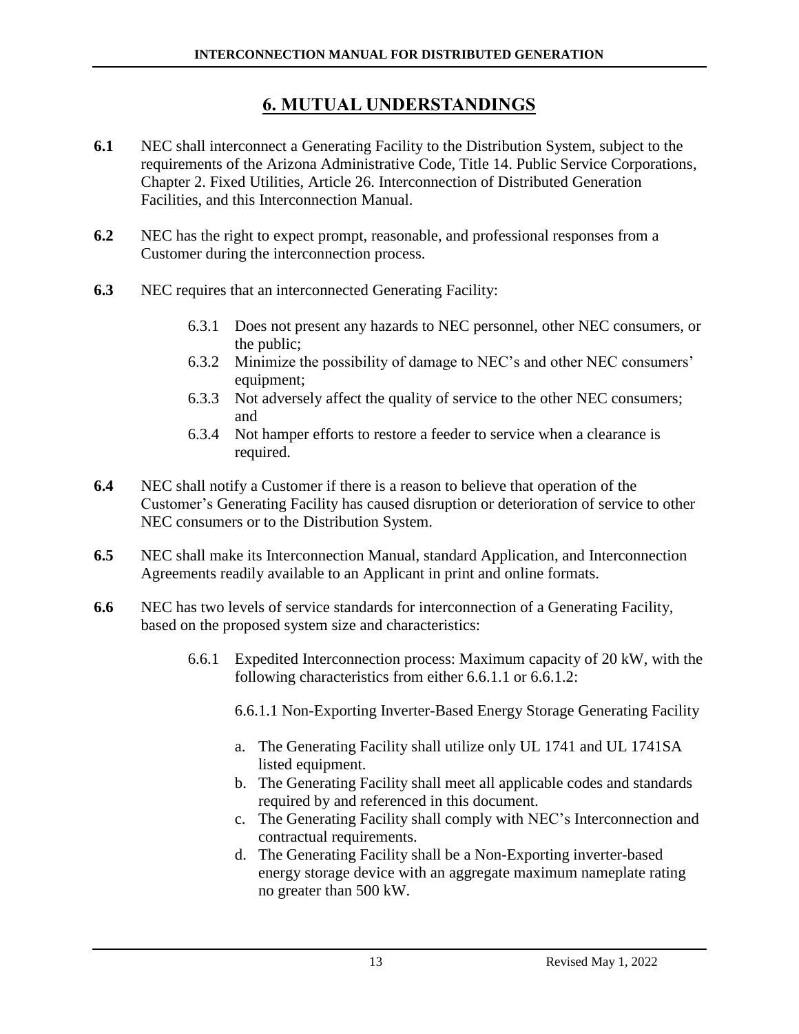# 6. MUTUAL UNDERSTANDINGS

**6.1** NEC shall interconnect a Generating Facility to the Distribution System, subject to the requirements of the Arizona Administrative Code, Title 14. Public Service Corporations, Chapter 2. Fixed Utilities, Article 26. Interconnection of Distributed Generation Facilities, and this Interconnection Manual.

**6.2** NEC has the right to expect prompt, reasonable, and professional responses from a Customer during the interconnection process.

**6.3** NEC requires that an interconnected Generating Facility:

- 6.3.1 Does not present any hazards to NEC personnel, other NEC consumers, or the public;
- 6.3.2 Minimize the possibility of damage to NEC's and other NEC consumers' equipment;
- 6.3.3 Not adversely affect the quality of service to the other NEC consumers; and
- 6.3.4 Not hamper efforts to restore a feeder to service when a clearance is required.

**6.4** NEC shall notify a Customer if there is a reason to believe that operation of the Customer's Generating Facility has caused disruption or deterioration of service to other NEC consumers or to the Distribution System.

**6.5** NEC shall make its Interconnection Manual, standard Application, and Interconnection Agreements readily available to an Applicant in print and online formats.

**6.6** NEC has two levels of service standards for interconnection of a Generating Facility, based on the proposed system size and characteristics:

6.6.1 Expedited Interconnection process: Maximum capacity of 20 kW, with the following characteristics from either 6.6.1.1 or 6.6.1.2:

6.6.1.1 Non-Exporting Inverter-Based Energy Storage Generating Facility

a. The Generating Facility shall utilize only UL 1741 and UL 1741SA listed equipment.
b. The Generating Facility shall meet all applicable codes and standards required by and referenced in this document.
c. The Generating Facility shall comply with NEC's Interconnection and contractual requirements.
d. The Generating Facility shall be a Non-Exporting inverter-based energy storage device with an aggregate maximum nameplate rating no greater than 500 kW.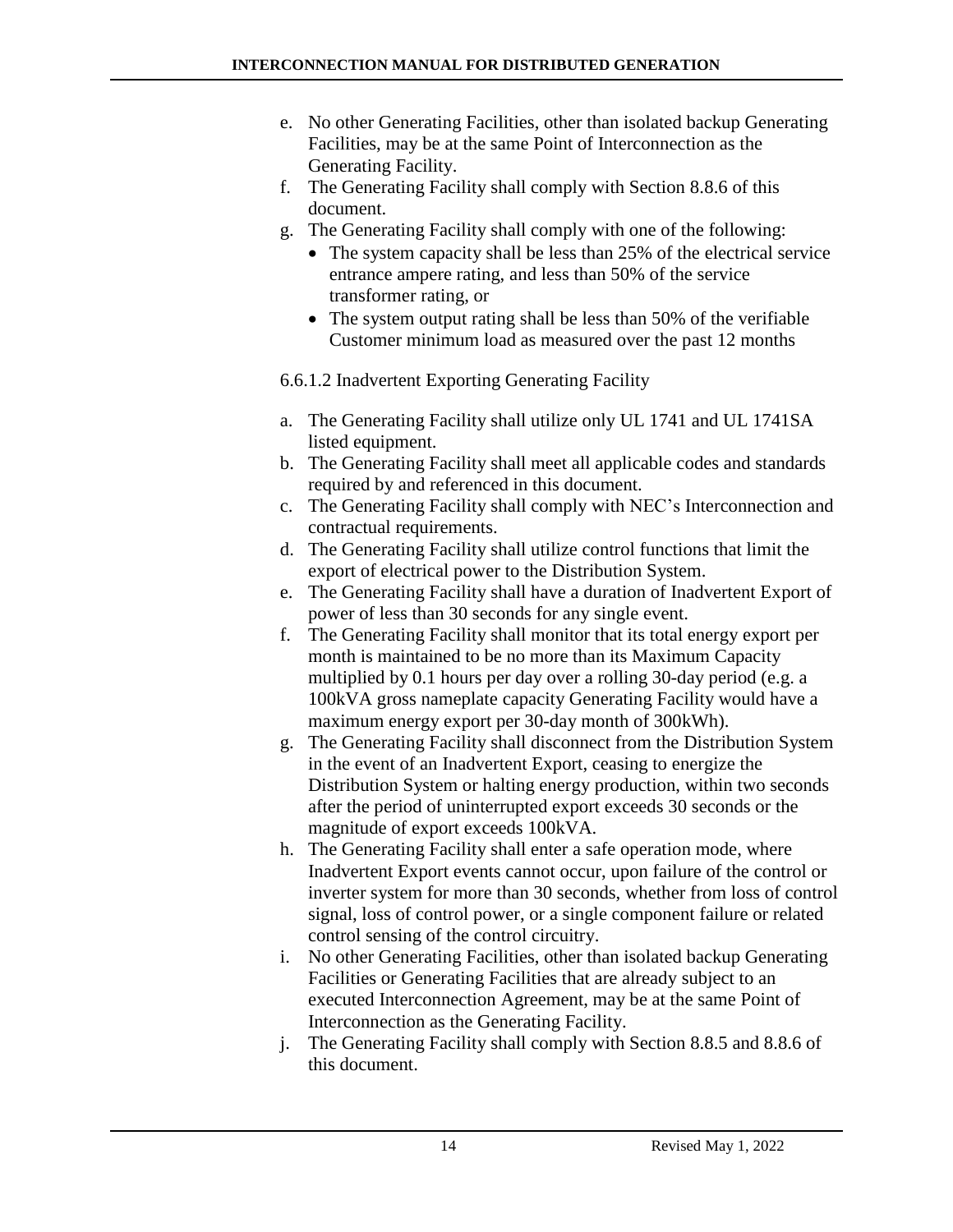e. No other Generating Facilities, other than isolated backup Generating Facilities, may be at the same Point of Interconnection as the Generating Facility.
f. The Generating Facility shall comply with Section 8.8.6 of this document.
g. The Generating Facility shall comply with one of the following:
   - The system capacity shall be less than 25% of the electrical service entrance ampere rating, and less than 50% of the service transformer rating, or
   - The system output rating shall be less than 50% of the verifiable Customer minimum load as measured over the past 12 months

6.6.1.2 Inadvertent Exporting Generating Facility

a. The Generating Facility shall utilize only UL 1741 and UL 1741SA listed equipment.
b. The Generating Facility shall meet all applicable codes and standards required by and referenced in this document.
c. The Generating Facility shall comply with NEC's Interconnection and contractual requirements.
d. The Generating Facility shall utilize control functions that limit the export of electrical power to the Distribution System.
e. The Generating Facility shall have a duration of Inadvertent Export of power of less than 30 seconds for any single event.
f. The Generating Facility shall monitor that its total energy export per month is maintained to be no more than its Maximum Capacity multiplied by 0.1 hours per day over a rolling 30-day period (e.g. a 100kVA gross nameplate capacity Generating Facility would have a maximum energy export per 30-day month of 300kWh).
g. The Generating Facility shall disconnect from the Distribution System in the event of an Inadvertent Export, ceasing to energize the Distribution System or halting energy production, within two seconds after the period of uninterrupted export exceeds 30 seconds or the magnitude of export exceeds 100kVA.
h. The Generating Facility shall enter a safe operation mode, where Inadvertent Export events cannot occur, upon failure of the control or inverter system for more than 30 seconds, whether from loss of control signal, loss of control power, or a single component failure or related control sensing of the control circuitry.
i. No other Generating Facilities, other than isolated backup Generating Facilities or Generating Facilities that are already subject to an executed Interconnection Agreement, may be at the same Point of Interconnection as the Generating Facility.
j. The Generating Facility shall comply with Section 8.8.5 and 8.8.6 of this document.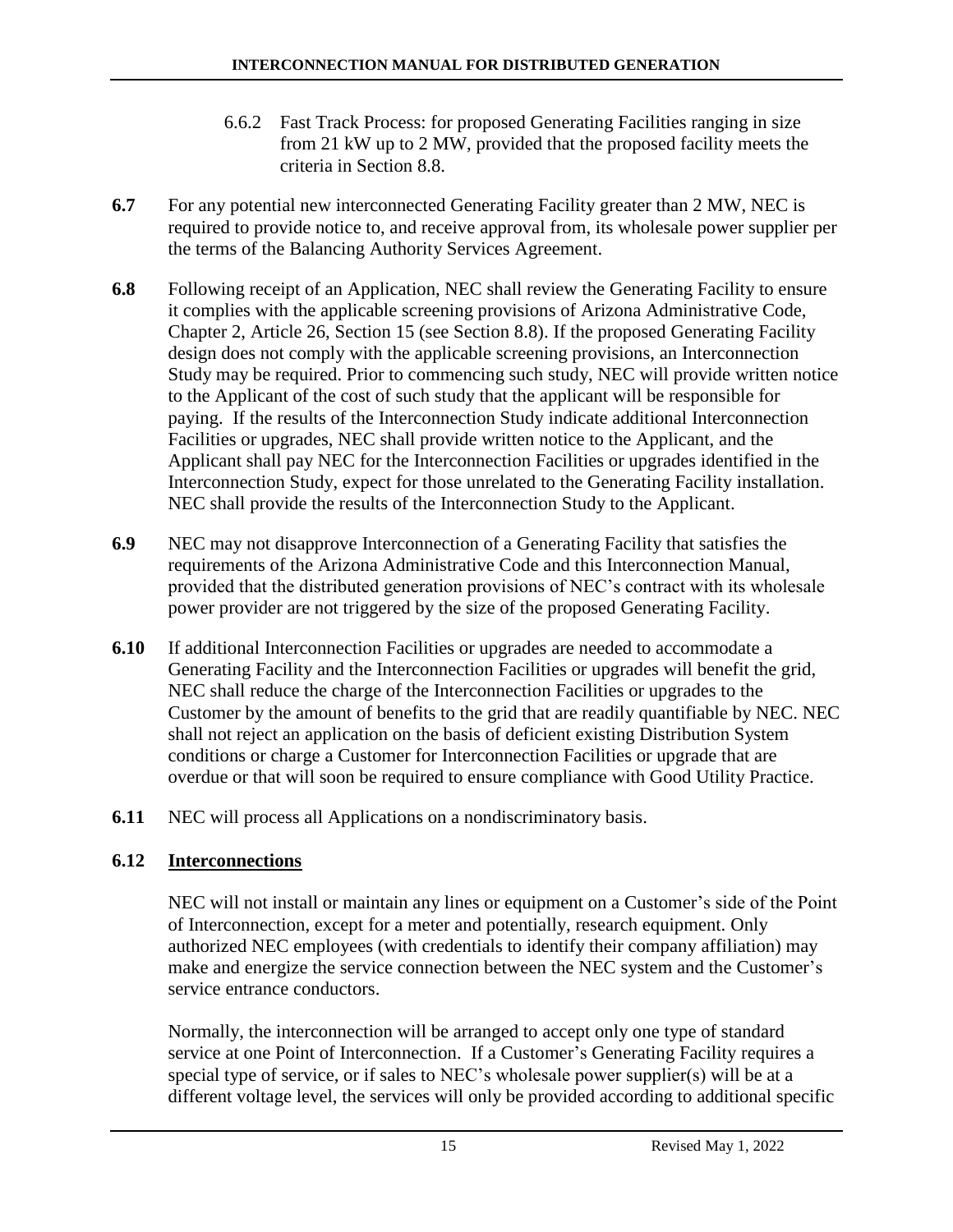6.6.2 Fast Track Process: for proposed Generating Facilities ranging in size from 21 kW up to 2 MW, provided that the proposed facility meets the criteria in Section 8.8.

**6.7** For any potential new interconnected Generating Facility greater than 2 MW, NEC is required to provide notice to, and receive approval from, its wholesale power supplier per the terms of the Balancing Authority Services Agreement.

**6.8** Following receipt of an Application, NEC shall review the Generating Facility to ensure it complies with the applicable screening provisions of Arizona Administrative Code, Chapter 2, Article 26, Section 15 (see Section 8.8). If the proposed Generating Facility design does not comply with the applicable screening provisions, an Interconnection Study may be required. Prior to commencing such study, NEC will provide written notice to the Applicant of the cost of such study that the applicant will be responsible for paying. If the results of the Interconnection Study indicate additional Interconnection Facilities or upgrades, NEC shall provide written notice to the Applicant, and the Applicant shall pay NEC for the Interconnection Facilities or upgrades identified in the Interconnection Study, expect for those unrelated to the Generating Facility installation. NEC shall provide the results of the Interconnection Study to the Applicant.

**6.9** NEC may not disapprove Interconnection of a Generating Facility that satisfies the requirements of the Arizona Administrative Code and this Interconnection Manual, provided that the distributed generation provisions of NEC's contract with its wholesale power provider are not triggered by the size of the proposed Generating Facility.

**6.10** If additional Interconnection Facilities or upgrades are needed to accommodate a Generating Facility and the Interconnection Facilities or upgrades will benefit the grid, NEC shall reduce the charge of the Interconnection Facilities or upgrades to the Customer by the amount of benefits to the grid that are readily quantifiable by NEC. NEC shall not reject an application on the basis of deficient existing Distribution System conditions or charge a Customer for Interconnection Facilities or upgrade that are overdue or that will soon be required to ensure compliance with Good Utility Practice.

**6.11** NEC will process all Applications on a nondiscriminatory basis.

### 6.12 Interconnections

NEC will not install or maintain any lines or equipment on a Customer's side of the Point of Interconnection, except for a meter and potentially, research equipment. Only authorized NEC employees (with credentials to identify their company affiliation) may make and energize the service connection between the NEC system and the Customer's service entrance conductors.

Normally, the interconnection will be arranged to accept only one type of standard service at one Point of Interconnection. If a Customer's Generating Facility requires a special type of service, or if sales to NEC's wholesale power supplier(s) will be at a different voltage level, the services will only be provided according to additional specific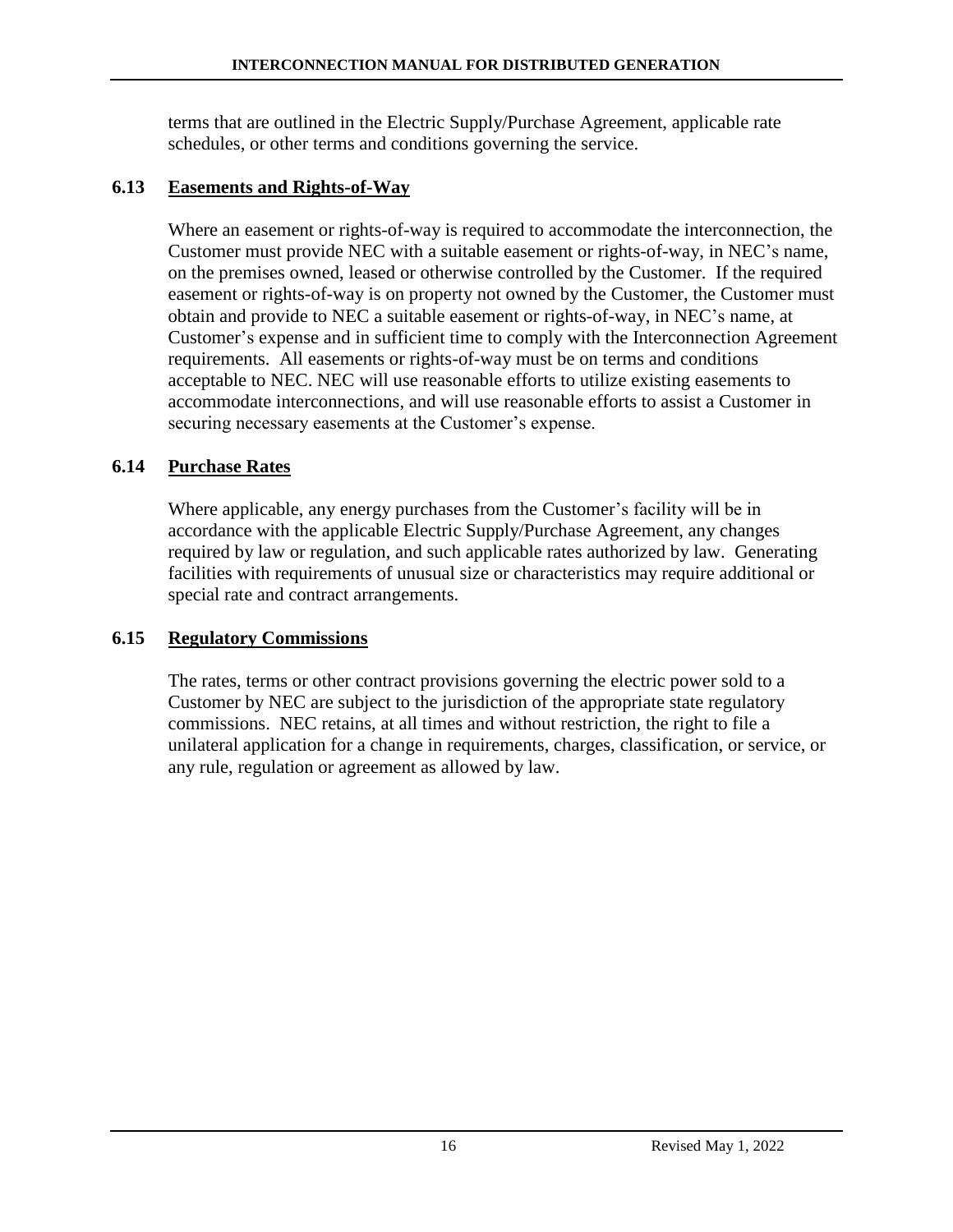terms that are outlined in the Electric Supply/Purchase Agreement, applicable rate schedules, or other terms and conditions governing the service.

## 6.13 Easements and Rights-of-Way

Where an easement or rights-of-way is required to accommodate the interconnection, the Customer must provide NEC with a suitable easement or rights-of-way, in NEC's name, on the premises owned, leased or otherwise controlled by the Customer. If the required easement or rights-of-way is on property not owned by the Customer, the Customer must obtain and provide to NEC a suitable easement or rights-of-way, in NEC's name, at Customer's expense and in sufficient time to comply with the Interconnection Agreement requirements. All easements or rights-of-way must be on terms and conditions acceptable to NEC. NEC will use reasonable efforts to utilize existing easements to accommodate interconnections, and will use reasonable efforts to assist a Customer in securing necessary easements at the Customer's expense.

## 6.14 Purchase Rates

Where applicable, any energy purchases from the Customer's facility will be in accordance with the applicable Electric Supply/Purchase Agreement, any changes required by law or regulation, and such applicable rates authorized by law. Generating facilities with requirements of unusual size or characteristics may require additional or special rate and contract arrangements.

## 6.15 Regulatory Commissions

The rates, terms or other contract provisions governing the electric power sold to a Customer by NEC are subject to the jurisdiction of the appropriate state regulatory commissions. NEC retains, at all times and without restriction, the right to file a unilateral application for a change in requirements, charges, classification, or service, or any rule, regulation or agreement as allowed by law.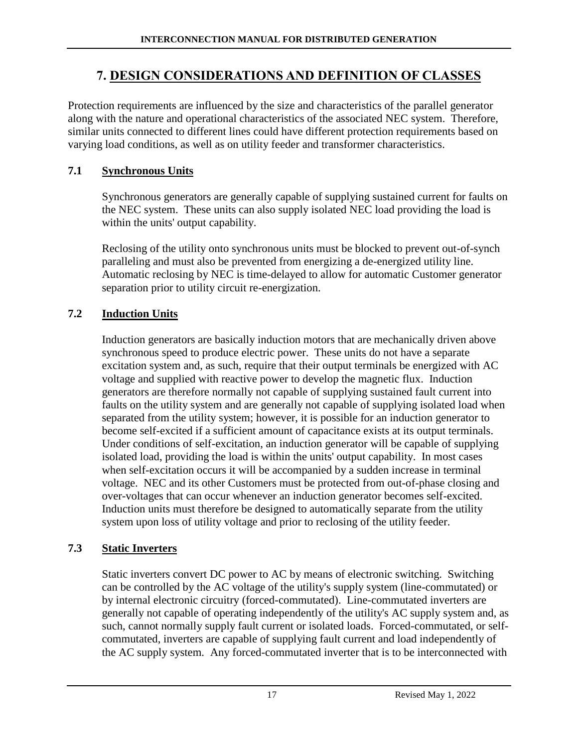# 7. DESIGN CONSIDERATIONS AND DEFINITION OF CLASSES

Protection requirements are influenced by the size and characteristics of the parallel generator along with the nature and operational characteristics of the associated NEC system. Therefore, similar units connected to different lines could have different protection requirements based on varying load conditions, as well as on utility feeder and transformer characteristics.

## 7.1 Synchronous Units

Synchronous generators are generally capable of supplying sustained current for faults on the NEC system. These units can also supply isolated NEC load providing the load is within the units' output capability.

Reclosing of the utility onto synchronous units must be blocked to prevent out-of-synch paralleling and must also be prevented from energizing a de-energized utility line. Automatic reclosing by NEC is time-delayed to allow for automatic Customer generator separation prior to utility circuit re-energization.

## 7.2 Induction Units

Induction generators are basically induction motors that are mechanically driven above synchronous speed to produce electric power. These units do not have a separate excitation system and, as such, require that their output terminals be energized with AC voltage and supplied with reactive power to develop the magnetic flux. Induction generators are therefore normally not capable of supplying sustained fault current into faults on the utility system and are generally not capable of supplying isolated load when separated from the utility system; however, it is possible for an induction generator to become self-excited if a sufficient amount of capacitance exists at its output terminals. Under conditions of self-excitation, an induction generator will be capable of supplying isolated load, providing the load is within the units' output capability. In most cases when self-excitation occurs it will be accompanied by a sudden increase in terminal voltage. NEC and its other Customers must be protected from out-of-phase closing and over-voltages that can occur whenever an induction generator becomes self-excited. Induction units must therefore be designed to automatically separate from the utility system upon loss of utility voltage and prior to reclosing of the utility feeder.

## 7.3 Static Inverters

Static inverters convert DC power to AC by means of electronic switching. Switching can be controlled by the AC voltage of the utility's supply system (line-commutated) or by internal electronic circuitry (forced-commutated). Line-commutated inverters are generally not capable of operating independently of the utility's AC supply system and, as such, cannot normally supply fault current or isolated loads. Forced-commutated, or self-commutated, inverters are capable of supplying fault current and load independently of the AC supply system. Any forced-commutated inverter that is to be interconnected with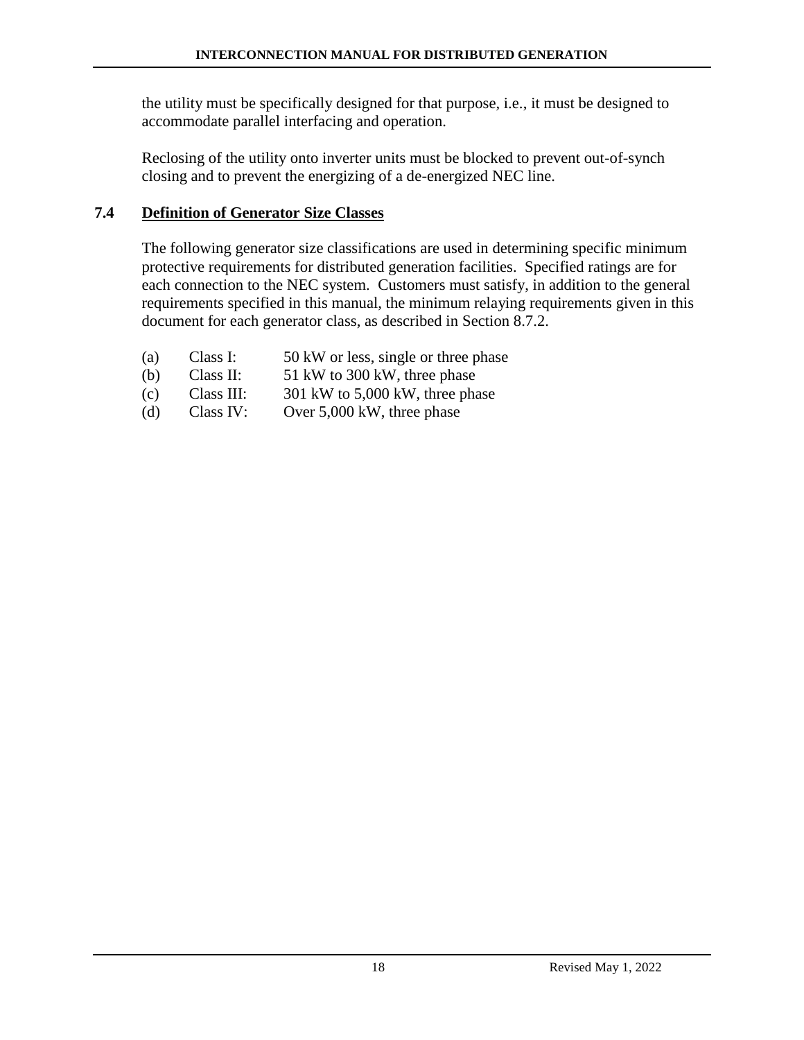the utility must be specifically designed for that purpose, i.e., it must be designed to accommodate parallel interfacing and operation.

Reclosing of the utility onto inverter units must be blocked to prevent out-of-synch closing and to prevent the energizing of a de-energized NEC line.

## 7.4 Definition of Generator Size Classes

The following generator size classifications are used in determining specific minimum protective requirements for distributed generation facilities. Specified ratings are for each connection to the NEC system. Customers must satisfy, in addition to the general requirements specified in this manual, the minimum relaying requirements given in this document for each generator class, as described in Section 8.7.2.

(a) Class I: 50 kW or less, single or three phase
(b) Class II: 51 kW to 300 kW, three phase
(c) Class III: 301 kW to 5,000 kW, three phase
(d) Class IV: Over 5,000 kW, three phase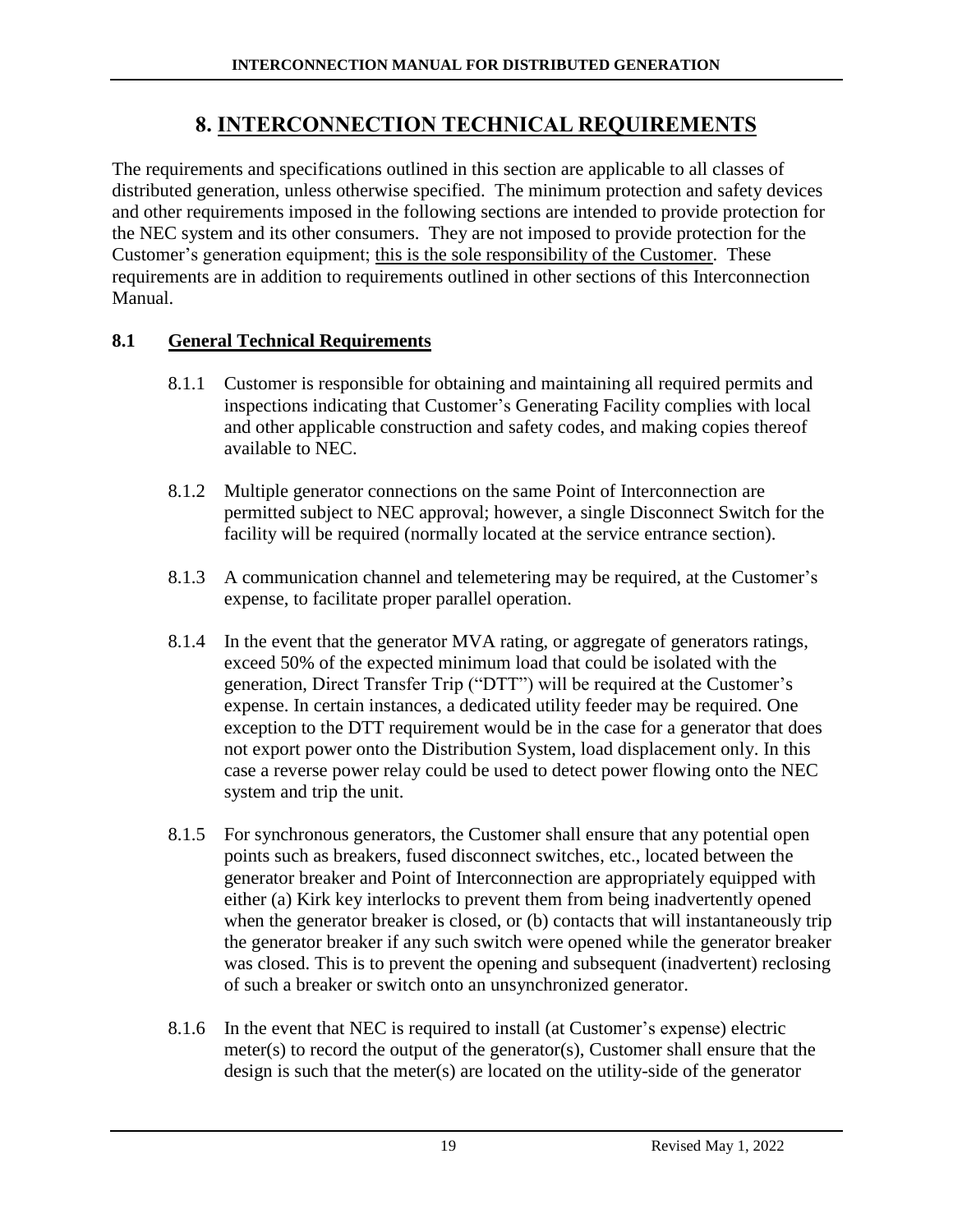# 8. INTERCONNECTION TECHNICAL REQUIREMENTS

The requirements and specifications outlined in this section are applicable to all classes of distributed generation, unless otherwise specified. The minimum protection and safety devices and other requirements imposed in the following sections are intended to provide protection for the NEC system and its other consumers. They are not imposed to provide protection for the Customer's generation equipment; this is the sole responsibility of the Customer. These requirements are in addition to requirements outlined in other sections of this Interconnection Manual.

## 8.1 General Technical Requirements

8.1.1 Customer is responsible for obtaining and maintaining all required permits and inspections indicating that Customer's Generating Facility complies with local and other applicable construction and safety codes, and making copies thereof available to NEC.

8.1.2 Multiple generator connections on the same Point of Interconnection are permitted subject to NEC approval; however, a single Disconnect Switch for the facility will be required (normally located at the service entrance section).

8.1.3 A communication channel and telemetering may be required, at the Customer's expense, to facilitate proper parallel operation.

8.1.4 In the event that the generator MVA rating, or aggregate of generators ratings, exceed 50% of the expected minimum load that could be isolated with the generation, Direct Transfer Trip ("DTT") will be required at the Customer's expense. In certain instances, a dedicated utility feeder may be required. One exception to the DTT requirement would be in the case for a generator that does not export power onto the Distribution System, load displacement only. In this case a reverse power relay could be used to detect power flowing onto the NEC system and trip the unit.

8.1.5 For synchronous generators, the Customer shall ensure that any potential open points such as breakers, fused disconnect switches, etc., located between the generator breaker and Point of Interconnection are appropriately equipped with either (a) Kirk key interlocks to prevent them from being inadvertently opened when the generator breaker is closed, or (b) contacts that will instantaneously trip the generator breaker if any such switch were opened while the generator breaker was closed. This is to prevent the opening and subsequent (inadvertent) reclosing of such a breaker or switch onto an unsynchronized generator.

8.1.6 In the event that NEC is required to install (at Customer's expense) electric meter(s) to record the output of the generator(s), Customer shall ensure that the design is such that the meter(s) are located on the utility-side of the generator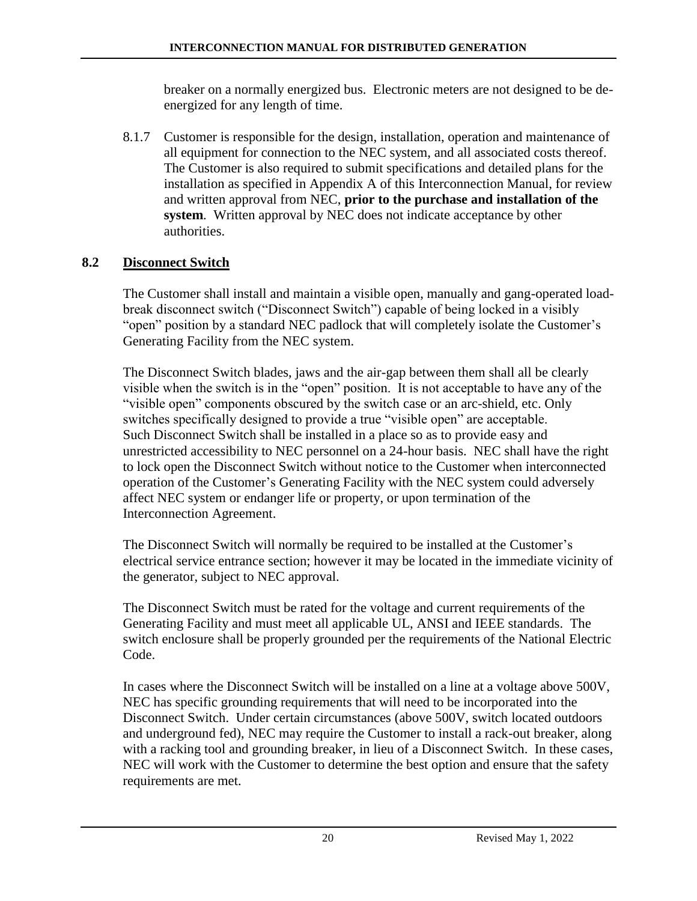breaker on a normally energized bus. Electronic meters are not designed to be de-energized for any length of time.

8.1.7 Customer is responsible for the design, installation, operation and maintenance of all equipment for connection to the NEC system, and all associated costs thereof. The Customer is also required to submit specifications and detailed plans for the installation as specified in Appendix A of this Interconnection Manual, for review and written approval from NEC, **prior to the purchase and installation of the system**. Written approval by NEC does not indicate acceptance by other authorities.

## 8.2 Disconnect Switch

The Customer shall install and maintain a visible open, manually and gang-operated load-break disconnect switch ("Disconnect Switch") capable of being locked in a visibly "open" position by a standard NEC padlock that will completely isolate the Customer's Generating Facility from the NEC system.

The Disconnect Switch blades, jaws and the air-gap between them shall all be clearly visible when the switch is in the "open" position. It is not acceptable to have any of the "visible open" components obscured by the switch case or an arc-shield, etc. Only switches specifically designed to provide a true "visible open" are acceptable. Such Disconnect Switch shall be installed in a place so as to provide easy and unrestricted accessibility to NEC personnel on a 24-hour basis. NEC shall have the right to lock open the Disconnect Switch without notice to the Customer when interconnected operation of the Customer's Generating Facility with the NEC system could adversely affect NEC system or endanger life or property, or upon termination of the Interconnection Agreement.

The Disconnect Switch will normally be required to be installed at the Customer's electrical service entrance section; however it may be located in the immediate vicinity of the generator, subject to NEC approval.

The Disconnect Switch must be rated for the voltage and current requirements of the Generating Facility and must meet all applicable UL, ANSI and IEEE standards. The switch enclosure shall be properly grounded per the requirements of the National Electric Code.

In cases where the Disconnect Switch will be installed on a line at a voltage above 500V, NEC has specific grounding requirements that will need to be incorporated into the Disconnect Switch. Under certain circumstances (above 500V, switch located outdoors and underground fed), NEC may require the Customer to install a rack-out breaker, along with a racking tool and grounding breaker, in lieu of a Disconnect Switch. In these cases, NEC will work with the Customer to determine the best option and ensure that the safety requirements are met.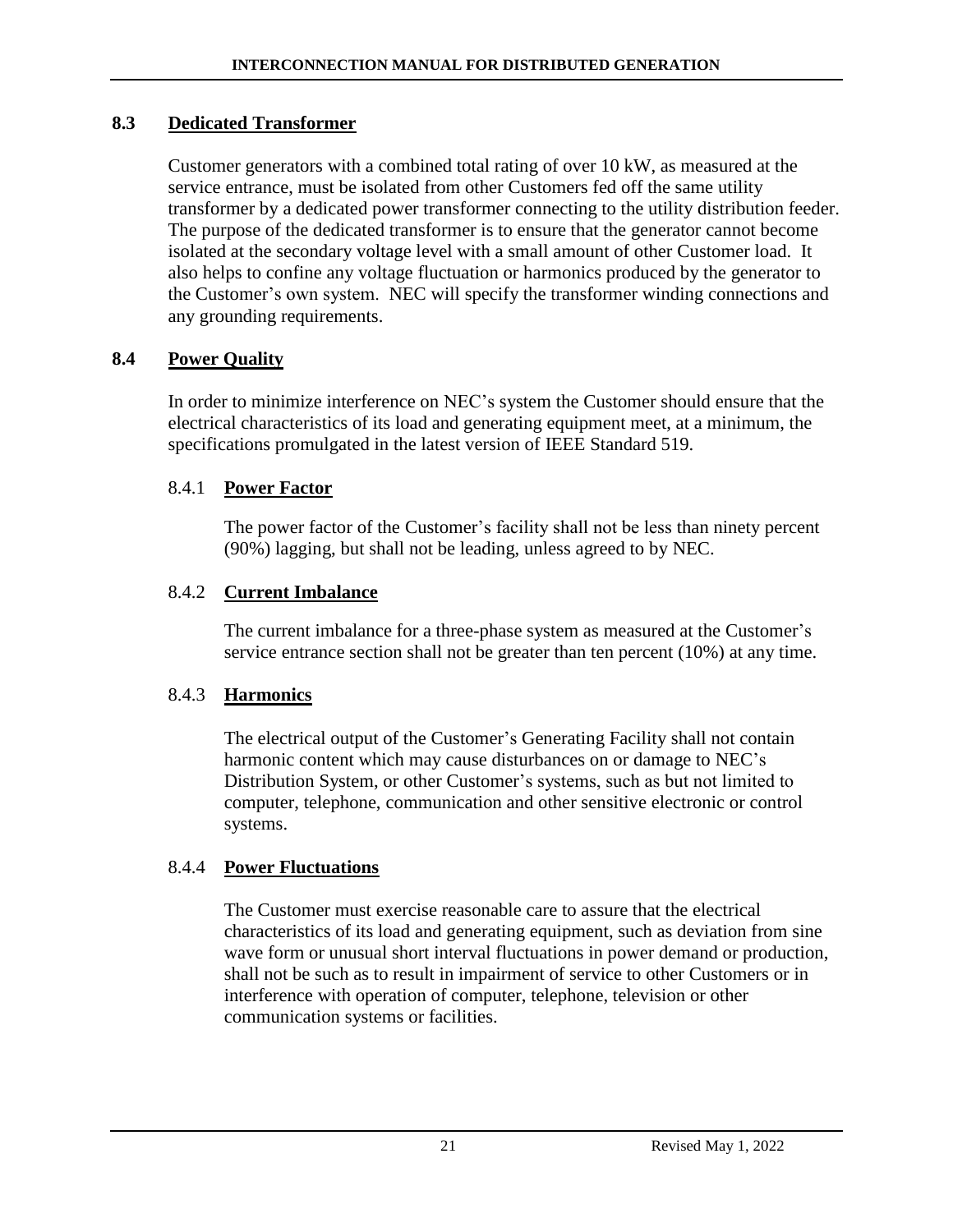## 8.3 Dedicated Transformer

Customer generators with a combined total rating of over 10 kW, as measured at the service entrance, must be isolated from other Customers fed off the same utility transformer by a dedicated power transformer connecting to the utility distribution feeder. The purpose of the dedicated transformer is to ensure that the generator cannot become isolated at the secondary voltage level with a small amount of other Customer load. It also helps to confine any voltage fluctuation or harmonics produced by the generator to the Customer's own system. NEC will specify the transformer winding connections and any grounding requirements.

## 8.4 Power Quality

In order to minimize interference on NEC's system the Customer should ensure that the electrical characteristics of its load and generating equipment meet, at a minimum, the specifications promulgated in the latest version of IEEE Standard 519.

### 8.4.1 Power Factor

The power factor of the Customer's facility shall not be less than ninety percent (90%) lagging, but shall not be leading, unless agreed to by NEC.

### 8.4.2 Current Imbalance

The current imbalance for a three-phase system as measured at the Customer's service entrance section shall not be greater than ten percent (10%) at any time.

### 8.4.3 Harmonics

The electrical output of the Customer's Generating Facility shall not contain harmonic content which may cause disturbances on or damage to NEC's Distribution System, or other Customer's systems, such as but not limited to computer, telephone, communication and other sensitive electronic or control systems.

### 8.4.4 Power Fluctuations

The Customer must exercise reasonable care to assure that the electrical characteristics of its load and generating equipment, such as deviation from sine wave form or unusual short interval fluctuations in power demand or production, shall not be such as to result in impairment of service to other Customers or in interference with operation of computer, telephone, television or other communication systems or facilities.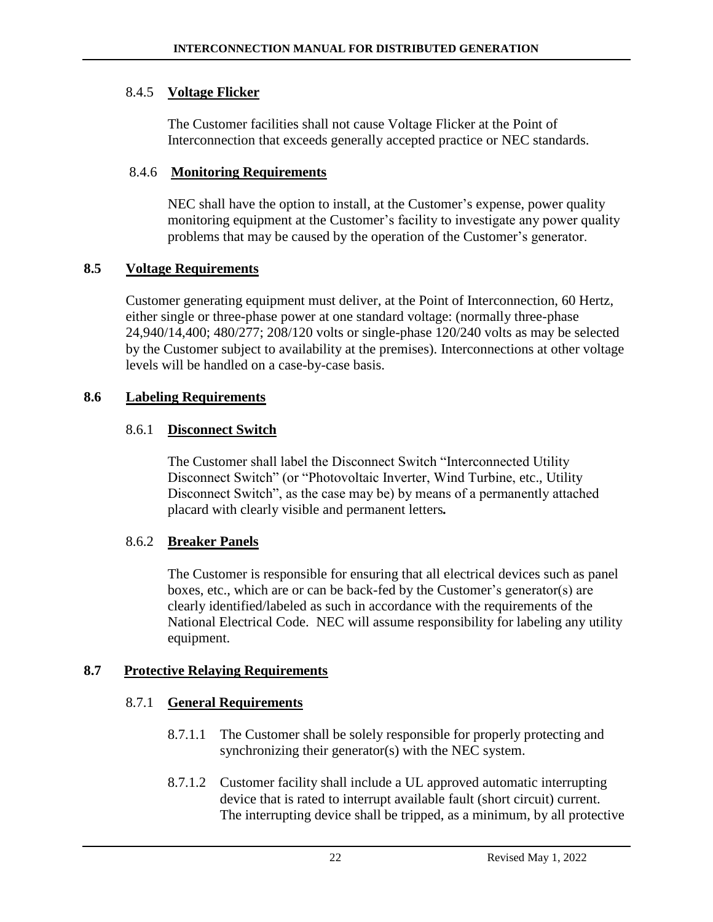#### 8.4.5 **Voltage Flicker**

The Customer facilities shall not cause Voltage Flicker at the Point of Interconnection that exceeds generally accepted practice or NEC standards.

#### 8.4.6 **Monitoring Requirements**

NEC shall have the option to install, at the Customer's expense, power quality monitoring equipment at the Customer's facility to investigate any power quality problems that may be caused by the operation of the Customer's generator.

### 8.5 **Voltage Requirements**

Customer generating equipment must deliver, at the Point of Interconnection, 60 Hertz, either single or three-phase power at one standard voltage: (normally three-phase 24,940/14,400; 480/277; 208/120 volts or single-phase 120/240 volts as may be selected by the Customer subject to availability at the premises). Interconnections at other voltage levels will be handled on a case-by-case basis.

### 8.6 **Labeling Requirements**

#### 8.6.1 **Disconnect Switch**

The Customer shall label the Disconnect Switch "Interconnected Utility Disconnect Switch" (or "Photovoltaic Inverter, Wind Turbine, etc., Utility Disconnect Switch", as the case may be) by means of a permanently attached placard with clearly visible and permanent letters**.**

#### 8.6.2 **Breaker Panels**

The Customer is responsible for ensuring that all electrical devices such as panel boxes, etc., which are or can be back-fed by the Customer's generator(s) are clearly identified/labeled as such in accordance with the requirements of the National Electrical Code. NEC will assume responsibility for labeling any utility equipment.

### 8.7 **Protective Relaying Requirements**

#### 8.7.1 **General Requirements**

8.7.1.1 The Customer shall be solely responsible for properly protecting and synchronizing their generator(s) with the NEC system.

8.7.1.2 Customer facility shall include a UL approved automatic interrupting device that is rated to interrupt available fault (short circuit) current. The interrupting device shall be tripped, as a minimum, by all protective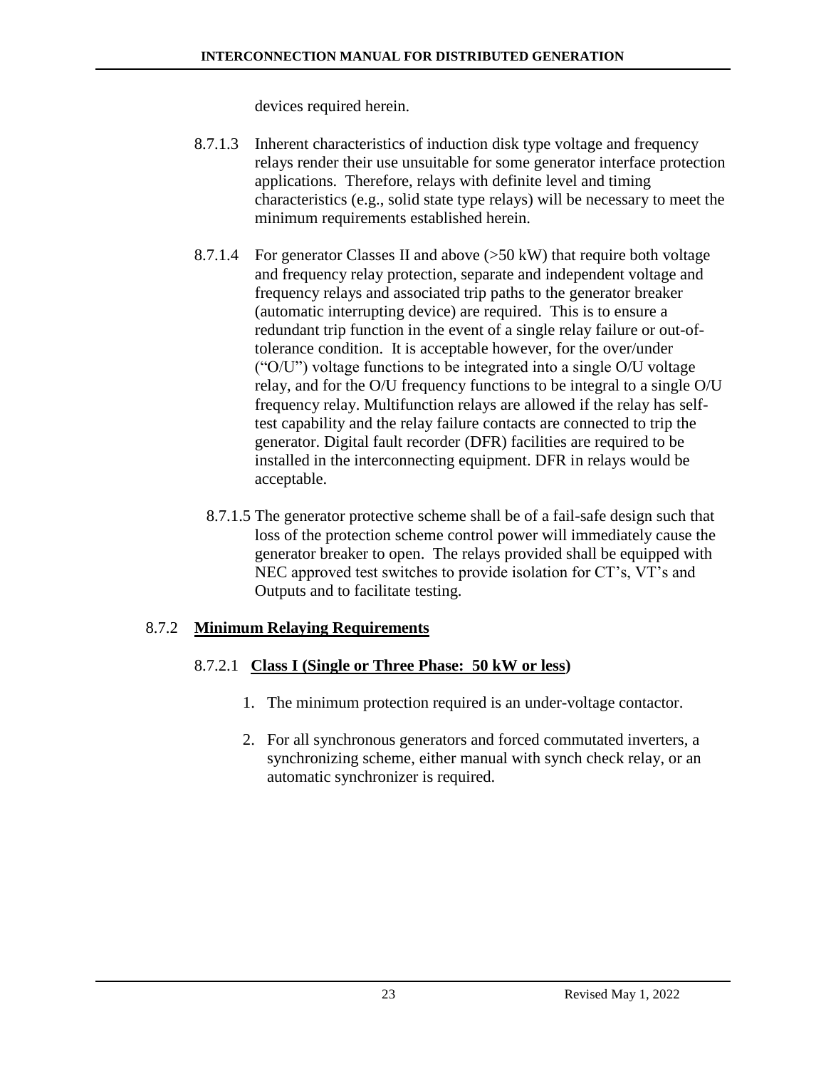devices required herein.

8.7.1.3 Inherent characteristics of induction disk type voltage and frequency relays render their use unsuitable for some generator interface protection applications. Therefore, relays with definite level and timing characteristics (e.g., solid state type relays) will be necessary to meet the minimum requirements established herein.

8.7.1.4 For generator Classes II and above (>50 kW) that require both voltage and frequency relay protection, separate and independent voltage and frequency relays and associated trip paths to the generator breaker (automatic interrupting device) are required. This is to ensure a redundant trip function in the event of a single relay failure or out-of-tolerance condition. It is acceptable however, for the over/under ("O/U") voltage functions to be integrated into a single O/U voltage relay, and for the O/U frequency functions to be integral to a single O/U frequency relay. Multifunction relays are allowed if the relay has self-test capability and the relay failure contacts are connected to trip the generator. Digital fault recorder (DFR) facilities are required to be installed in the interconnecting equipment. DFR in relays would be acceptable.

8.7.1.5 The generator protective scheme shall be of a fail-safe design such that loss of the protection scheme control power will immediately cause the generator breaker to open. The relays provided shall be equipped with NEC approved test switches to provide isolation for CT's, VT's and Outputs and to facilitate testing.

### 8.7.2 **Minimum Relaying Requirements**

#### 8.7.2.1 **Class I (Single or Three Phase: 50 kW or less)**

1. The minimum protection required is an under-voltage contactor.
2. For all synchronous generators and forced commutated inverters, a synchronizing scheme, either manual with synch check relay, or an automatic synchronizer is required.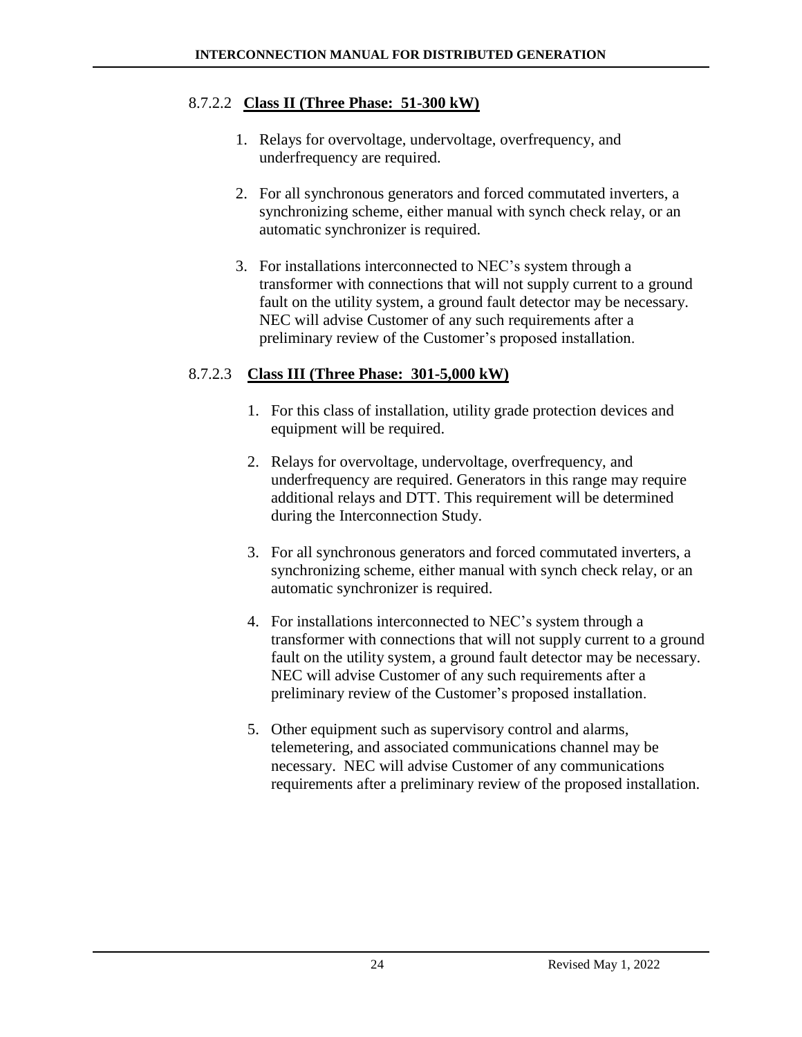#### 8.7.2.2 **Class II (Three Phase: 51-300 kW)**

1. Relays for overvoltage, undervoltage, overfrequency, and underfrequency are required.

2. For all synchronous generators and forced commutated inverters, a synchronizing scheme, either manual with synch check relay, or an automatic synchronizer is required.

3. For installations interconnected to NEC's system through a transformer with connections that will not supply current to a ground fault on the utility system, a ground fault detector may be necessary. NEC will advise Customer of any such requirements after a preliminary review of the Customer's proposed installation.

#### 8.7.2.3 **Class III (Three Phase: 301-5,000 kW)**

1. For this class of installation, utility grade protection devices and equipment will be required.

2. Relays for overvoltage, undervoltage, overfrequency, and underfrequency are required. Generators in this range may require additional relays and DTT. This requirement will be determined during the Interconnection Study.

3. For all synchronous generators and forced commutated inverters, a synchronizing scheme, either manual with synch check relay, or an automatic synchronizer is required.

4. For installations interconnected to NEC's system through a transformer with connections that will not supply current to a ground fault on the utility system, a ground fault detector may be necessary. NEC will advise Customer of any such requirements after a preliminary review of the Customer's proposed installation.

5. Other equipment such as supervisory control and alarms, telemetering, and associated communications channel may be necessary. NEC will advise Customer of any communications requirements after a preliminary review of the proposed installation.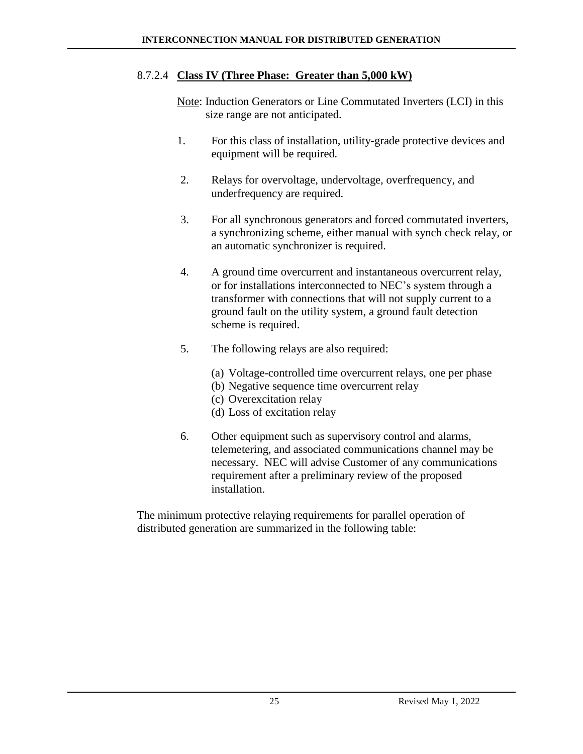#### 8.7.2.4 **Class IV (Three Phase: Greater than 5,000 kW)**

Note: Induction Generators or Line Commutated Inverters (LCI) in this size range are not anticipated.

1. For this class of installation, utility-grade protective devices and equipment will be required.

2. Relays for overvoltage, undervoltage, overfrequency, and underfrequency are required.

3. For all synchronous generators and forced commutated inverters, a synchronizing scheme, either manual with synch check relay, or an automatic synchronizer is required.

4. A ground time overcurrent and instantaneous overcurrent relay, or for installations interconnected to NEC's system through a transformer with connections that will not supply current to a ground fault on the utility system, a ground fault detection scheme is required.

5. The following relays are also required:

   (a) Voltage-controlled time overcurrent relays, one per phase
   (b) Negative sequence time overcurrent relay
   (c) Overexcitation relay
   (d) Loss of excitation relay

6. Other equipment such as supervisory control and alarms, telemetering, and associated communications channel may be necessary. NEC will advise Customer of any communications requirement after a preliminary review of the proposed installation.

The minimum protective relaying requirements for parallel operation of distributed generation are summarized in the following table: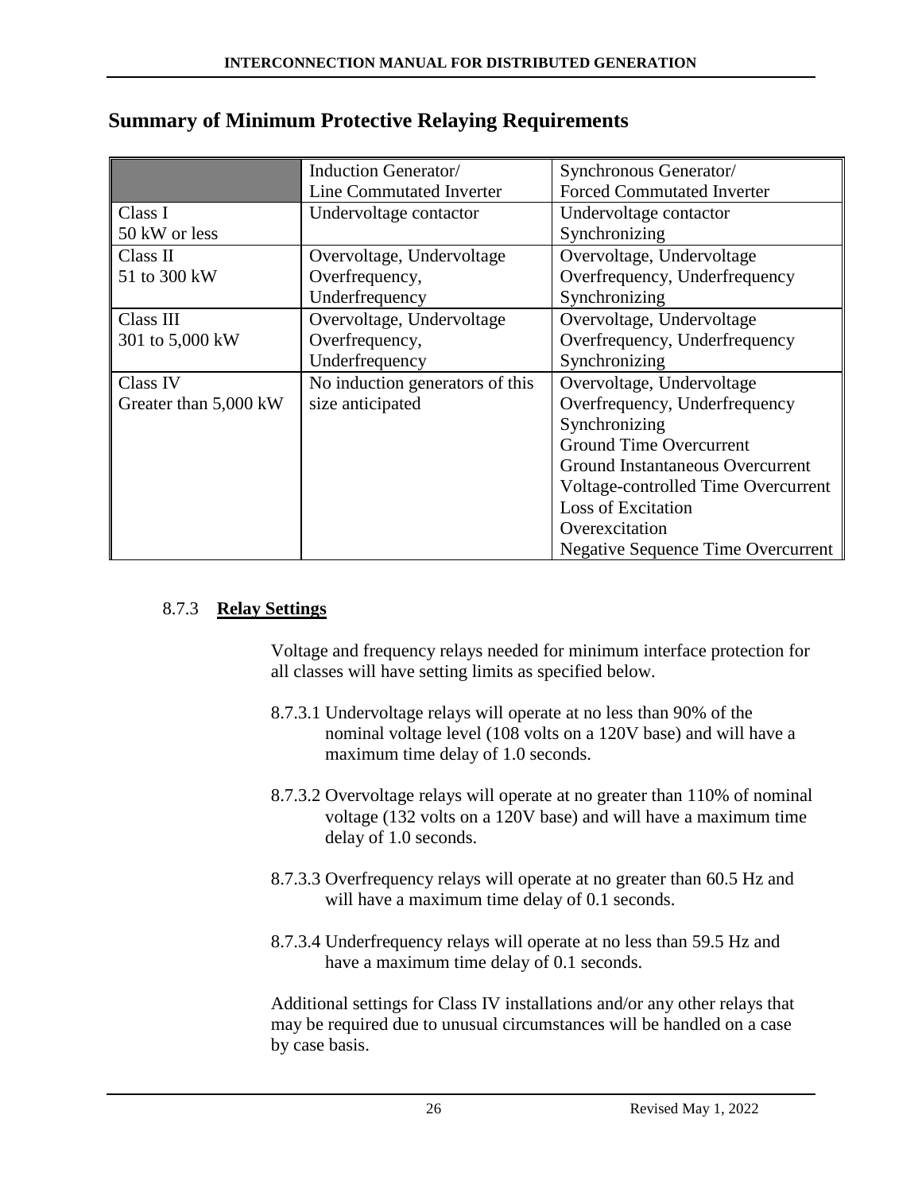## Summary of Minimum Protective Relaying Requirements

| | Induction Generator/ Line Commutated Inverter | Synchronous Generator/ Forced Commutated Inverter |
|---|---|---|
| Class I 50 kW or less | Undervoltage contactor | Undervoltage contactor Synchronizing |
| Class II 51 to 300 kW | Overvoltage, Undervoltage Overfrequency, Underfrequency | Overvoltage, Undervoltage Overfrequency, Underfrequency Synchronizing |
| Class III 301 to 5,000 kW | Overvoltage, Undervoltage Overfrequency, Underfrequency | Overvoltage, Undervoltage Overfrequency, Underfrequency Synchronizing |
| Class IV Greater than 5,000 kW | No induction generators of this size anticipated | Overvoltage, Undervoltage Overfrequency, Underfrequency Synchronizing Ground Time Overcurrent Ground Instantaneous Overcurrent Voltage-controlled Time Overcurrent Loss of Excitation Overexcitation Negative Sequence Time Overcurrent |

### 8.7.3 **Relay Settings**

Voltage and frequency relays needed for minimum interface protection for all classes will have setting limits as specified below.

8.7.3.1 Undervoltage relays will operate at no less than 90% of the nominal voltage level (108 volts on a 120V base) and will have a maximum time delay of 1.0 seconds.

8.7.3.2 Overvoltage relays will operate at no greater than 110% of nominal voltage (132 volts on a 120V base) and will have a maximum time delay of 1.0 seconds.

8.7.3.3 Overfrequency relays will operate at no greater than 60.5 Hz and will have a maximum time delay of 0.1 seconds.

8.7.3.4 Underfrequency relays will operate at no less than 59.5 Hz and have a maximum time delay of 0.1 seconds.

Additional settings for Class IV installations and/or any other relays that may be required due to unusual circumstances will be handled on a case by case basis.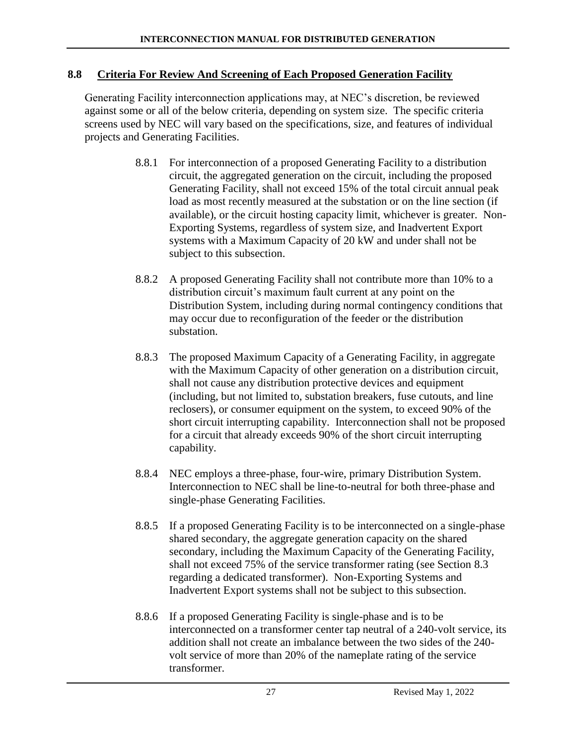## 8.8 Criteria For Review And Screening of Each Proposed Generation Facility

Generating Facility interconnection applications may, at NEC's discretion, be reviewed against some or all of the below criteria, depending on system size. The specific criteria screens used by NEC will vary based on the specifications, size, and features of individual projects and Generating Facilities.

8.8.1 For interconnection of a proposed Generating Facility to a distribution circuit, the aggregated generation on the circuit, including the proposed Generating Facility, shall not exceed 15% of the total circuit annual peak load as most recently measured at the substation or on the line section (if available), or the circuit hosting capacity limit, whichever is greater. Non-Exporting Systems, regardless of system size, and Inadvertent Export systems with a Maximum Capacity of 20 kW and under shall not be subject to this subsection.

8.8.2 A proposed Generating Facility shall not contribute more than 10% to a distribution circuit's maximum fault current at any point on the Distribution System, including during normal contingency conditions that may occur due to reconfiguration of the feeder or the distribution substation.

8.8.3 The proposed Maximum Capacity of a Generating Facility, in aggregate with the Maximum Capacity of other generation on a distribution circuit, shall not cause any distribution protective devices and equipment (including, but not limited to, substation breakers, fuse cutouts, and line reclosers), or consumer equipment on the system, to exceed 90% of the short circuit interrupting capability. Interconnection shall not be proposed for a circuit that already exceeds 90% of the short circuit interrupting capability.

8.8.4 NEC employs a three-phase, four-wire, primary Distribution System. Interconnection to NEC shall be line-to-neutral for both three-phase and single-phase Generating Facilities.

8.8.5 If a proposed Generating Facility is to be interconnected on a single-phase shared secondary, the aggregate generation capacity on the shared secondary, including the Maximum Capacity of the Generating Facility, shall not exceed 75% of the service transformer rating (see Section 8.3 regarding a dedicated transformer). Non-Exporting Systems and Inadvertent Export systems shall not be subject to this subsection.

8.8.6 If a proposed Generating Facility is single-phase and is to be interconnected on a transformer center tap neutral of a 240-volt service, its addition shall not create an imbalance between the two sides of the 240-volt service of more than 20% of the nameplate rating of the service transformer.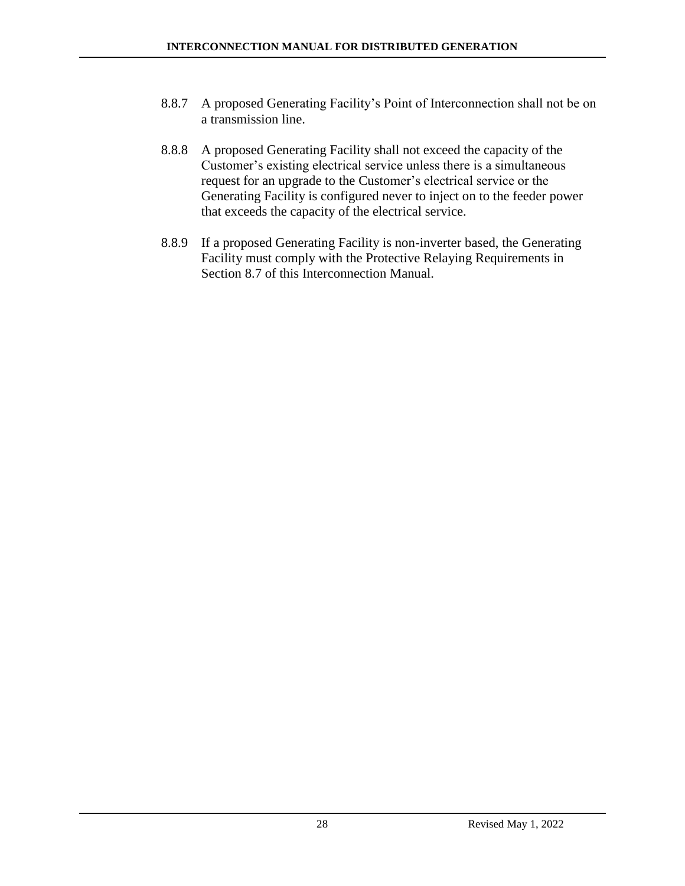8.8.7 A proposed Generating Facility's Point of Interconnection shall not be on a transmission line.

8.8.8 A proposed Generating Facility shall not exceed the capacity of the Customer's existing electrical service unless there is a simultaneous request for an upgrade to the Customer's electrical service or the Generating Facility is configured never to inject on to the feeder power that exceeds the capacity of the electrical service.

8.8.9 If a proposed Generating Facility is non-inverter based, the Generating Facility must comply with the Protective Relaying Requirements in Section 8.7 of this Interconnection Manual.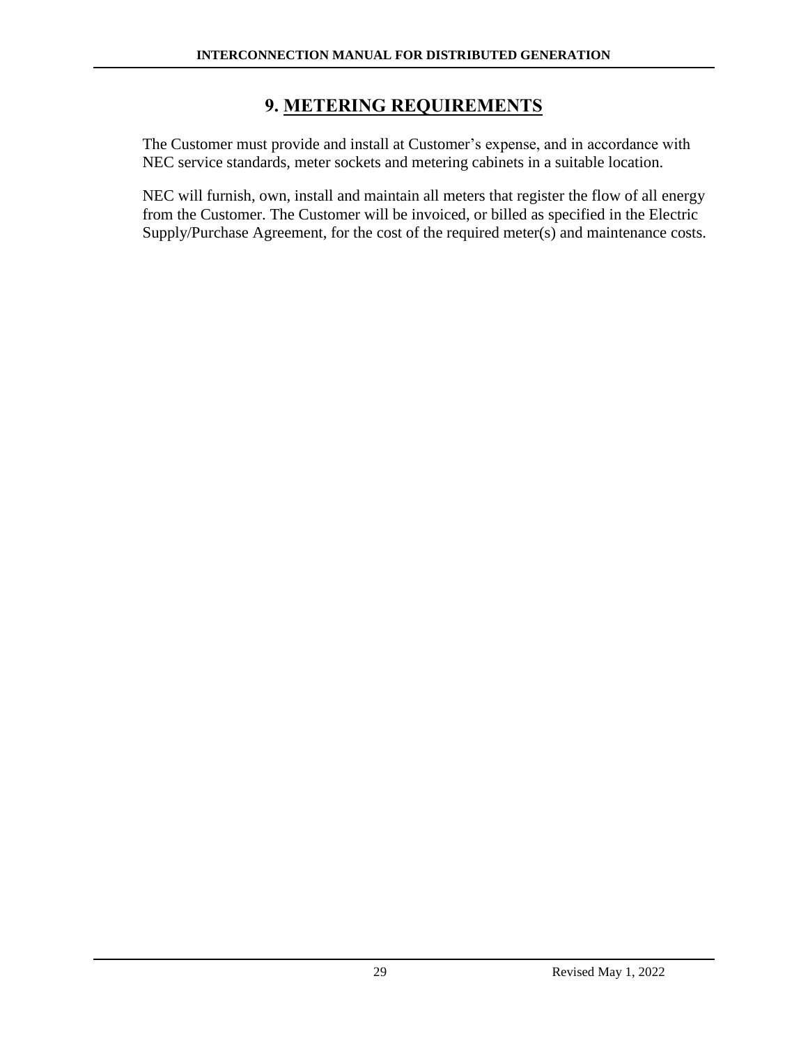# 9. METERING REQUIREMENTS

The Customer must provide and install at Customer's expense, and in accordance with NEC service standards, meter sockets and metering cabinets in a suitable location.

NEC will furnish, own, install and maintain all meters that register the flow of all energy from the Customer. The Customer will be invoiced, or billed as specified in the Electric Supply/Purchase Agreement, for the cost of the required meter(s) and maintenance costs.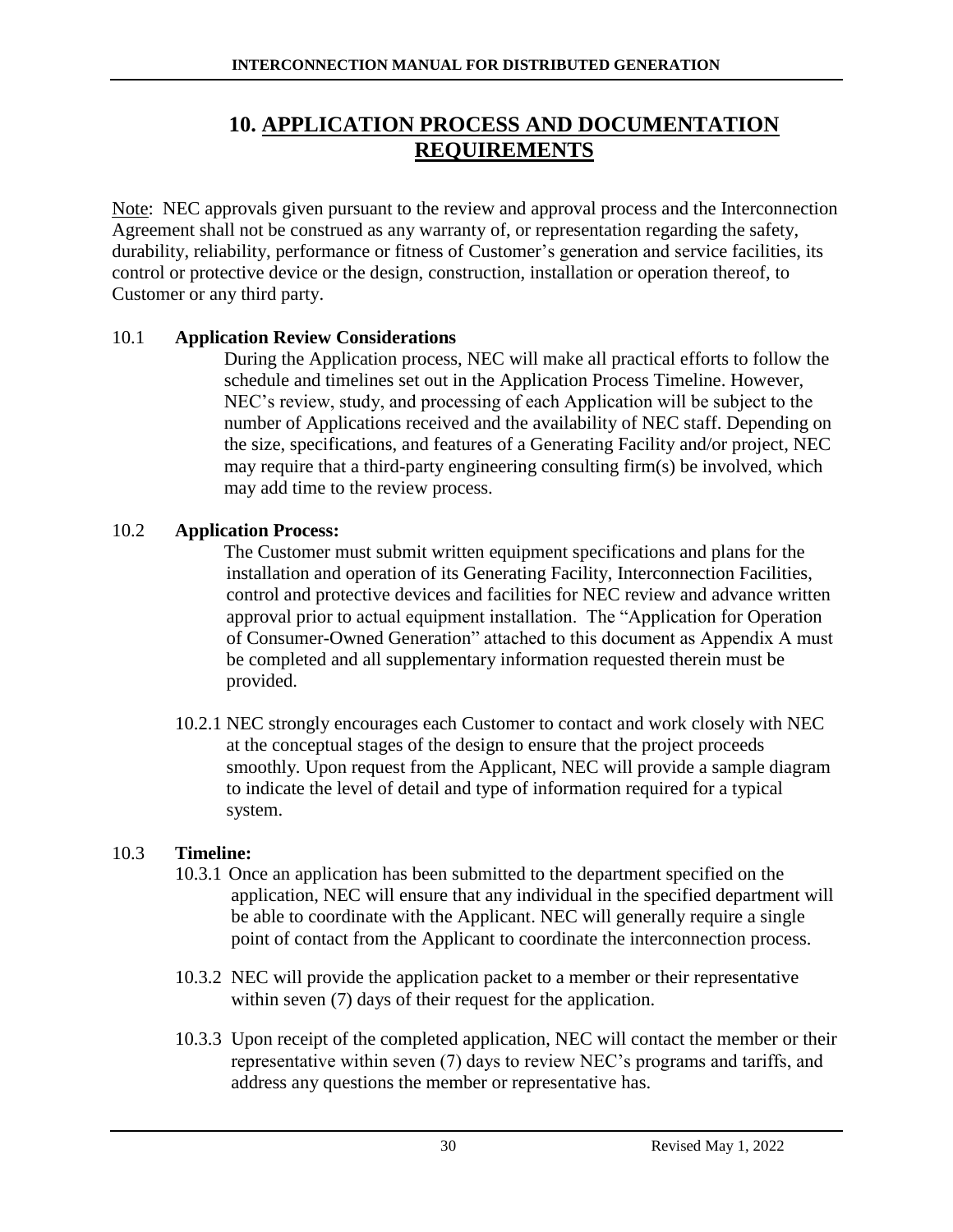# 10. APPLICATION PROCESS AND DOCUMENTATION REQUIREMENTS

Note: NEC approvals given pursuant to the review and approval process and the Interconnection Agreement shall not be construed as any warranty of, or representation regarding the safety, durability, reliability, performance or fitness of Customer's generation and service facilities, its control or protective device or the design, construction, installation or operation thereof, to Customer or any third party.

## 10.1 Application Review Considerations

During the Application process, NEC will make all practical efforts to follow the schedule and timelines set out in the Application Process Timeline. However, NEC's review, study, and processing of each Application will be subject to the number of Applications received and the availability of NEC staff. Depending on the size, specifications, and features of a Generating Facility and/or project, NEC may require that a third-party engineering consulting firm(s) be involved, which may add time to the review process.

## 10.2 Application Process:

The Customer must submit written equipment specifications and plans for the installation and operation of its Generating Facility, Interconnection Facilities, control and protective devices and facilities for NEC review and advance written approval prior to actual equipment installation. The "Application for Operation of Consumer-Owned Generation" attached to this document as Appendix A must be completed and all supplementary information requested therein must be provided.

10.2.1 NEC strongly encourages each Customer to contact and work closely with NEC at the conceptual stages of the design to ensure that the project proceeds smoothly. Upon request from the Applicant, NEC will provide a sample diagram to indicate the level of detail and type of information required for a typical system.

## 10.3 Timeline:

10.3.1 Once an application has been submitted to the department specified on the application, NEC will ensure that any individual in the specified department will be able to coordinate with the Applicant. NEC will generally require a single point of contact from the Applicant to coordinate the interconnection process.

10.3.2 NEC will provide the application packet to a member or their representative within seven (7) days of their request for the application.

10.3.3 Upon receipt of the completed application, NEC will contact the member or their representative within seven (7) days to review NEC's programs and tariffs, and address any questions the member or representative has.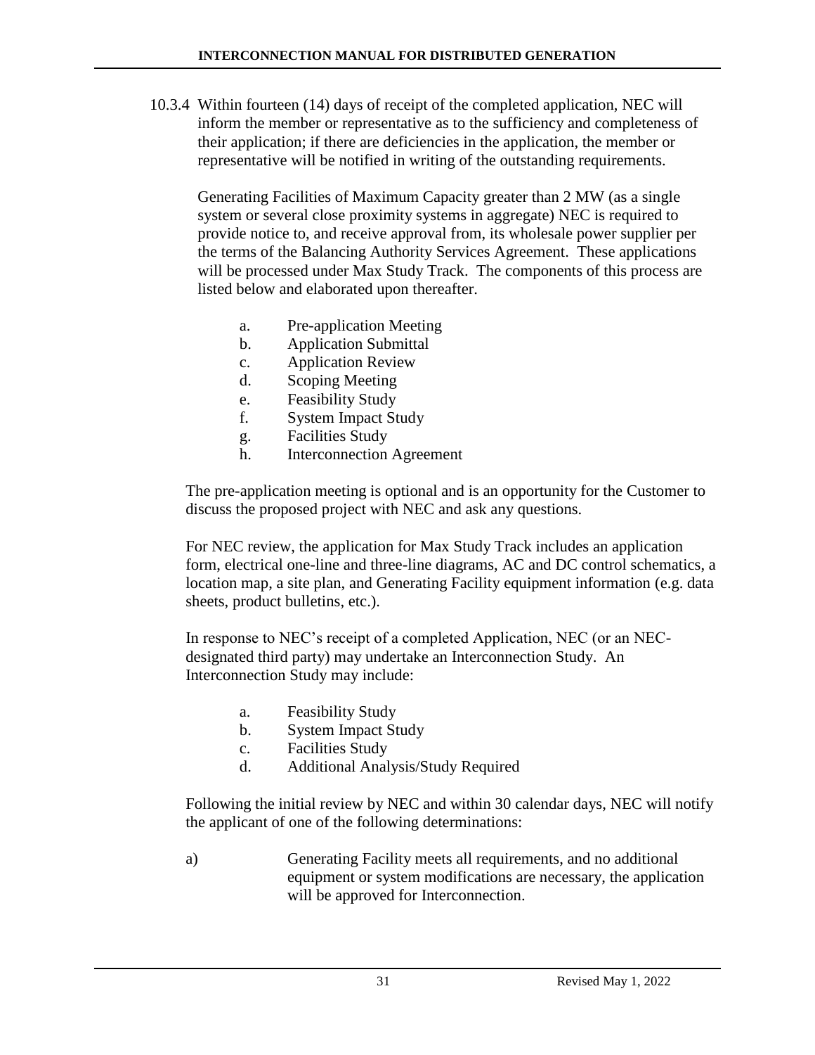10.3.4 Within fourteen (14) days of receipt of the completed application, NEC will inform the member or representative as to the sufficiency and completeness of their application; if there are deficiencies in the application, the member or representative will be notified in writing of the outstanding requirements.

Generating Facilities of Maximum Capacity greater than 2 MW (as a single system or several close proximity systems in aggregate) NEC is required to provide notice to, and receive approval from, its wholesale power supplier per the terms of the Balancing Authority Services Agreement. These applications will be processed under Max Study Track. The components of this process are listed below and elaborated upon thereafter.

a. Pre-application Meeting
b. Application Submittal
c. Application Review
d. Scoping Meeting
e. Feasibility Study
f. System Impact Study
g. Facilities Study
h. Interconnection Agreement

The pre-application meeting is optional and is an opportunity for the Customer to discuss the proposed project with NEC and ask any questions.

For NEC review, the application for Max Study Track includes an application form, electrical one-line and three-line diagrams, AC and DC control schematics, a location map, a site plan, and Generating Facility equipment information (e.g. data sheets, product bulletins, etc.).

In response to NEC's receipt of a completed Application, NEC (or an NEC-designated third party) may undertake an Interconnection Study. An Interconnection Study may include:

a. Feasibility Study
b. System Impact Study
c. Facilities Study
d. Additional Analysis/Study Required

Following the initial review by NEC and within 30 calendar days, NEC will notify the applicant of one of the following determinations:

a) Generating Facility meets all requirements, and no additional equipment or system modifications are necessary, the application will be approved for Interconnection.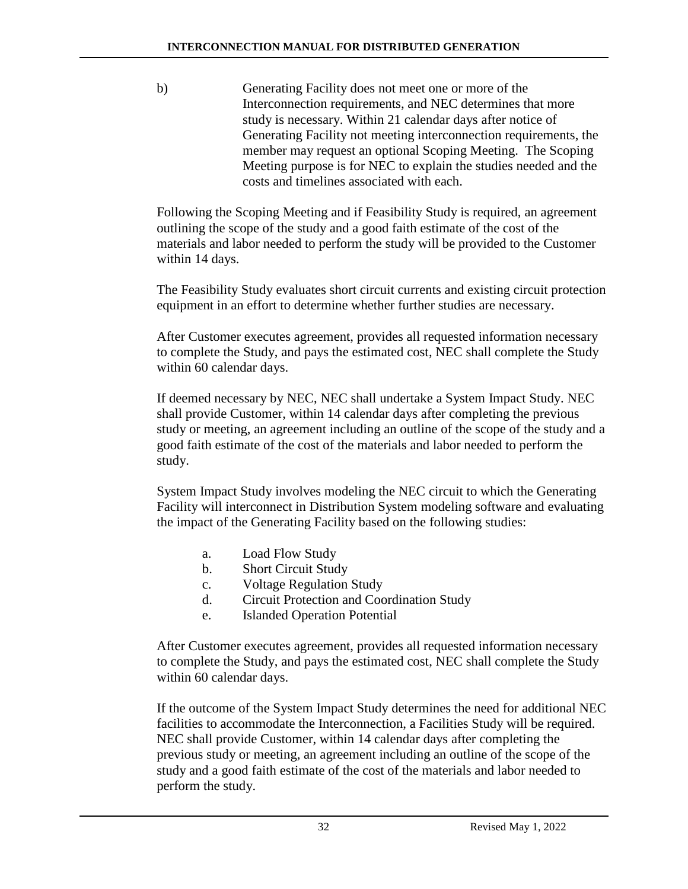b) Generating Facility does not meet one or more of the Interconnection requirements, and NEC determines that more study is necessary. Within 21 calendar days after notice of Generating Facility not meeting interconnection requirements, the member may request an optional Scoping Meeting. The Scoping Meeting purpose is for NEC to explain the studies needed and the costs and timelines associated with each.

Following the Scoping Meeting and if Feasibility Study is required, an agreement outlining the scope of the study and a good faith estimate of the cost of the materials and labor needed to perform the study will be provided to the Customer within 14 days.

The Feasibility Study evaluates short circuit currents and existing circuit protection equipment in an effort to determine whether further studies are necessary.

After Customer executes agreement, provides all requested information necessary to complete the Study, and pays the estimated cost, NEC shall complete the Study within 60 calendar days.

If deemed necessary by NEC, NEC shall undertake a System Impact Study. NEC shall provide Customer, within 14 calendar days after completing the previous study or meeting, an agreement including an outline of the scope of the study and a good faith estimate of the cost of the materials and labor needed to perform the study.

System Impact Study involves modeling the NEC circuit to which the Generating Facility will interconnect in Distribution System modeling software and evaluating the impact of the Generating Facility based on the following studies:

a. Load Flow Study
b. Short Circuit Study
c. Voltage Regulation Study
d. Circuit Protection and Coordination Study
e. Islanded Operation Potential

After Customer executes agreement, provides all requested information necessary to complete the Study, and pays the estimated cost, NEC shall complete the Study within 60 calendar days.

If the outcome of the System Impact Study determines the need for additional NEC facilities to accommodate the Interconnection, a Facilities Study will be required. NEC shall provide Customer, within 14 calendar days after completing the previous study or meeting, an agreement including an outline of the scope of the study and a good faith estimate of the cost of the materials and labor needed to perform the study.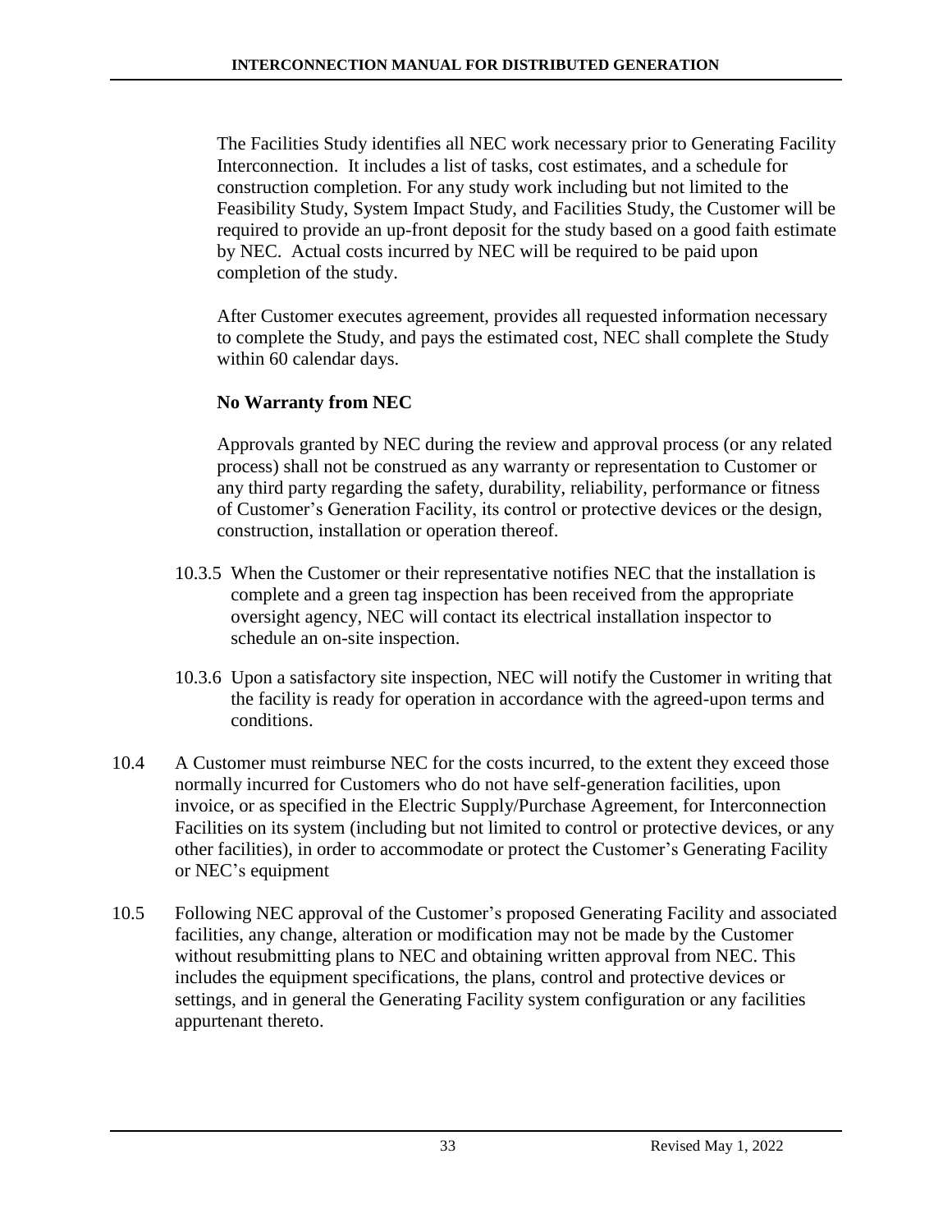The Facilities Study identifies all NEC work necessary prior to Generating Facility Interconnection. It includes a list of tasks, cost estimates, and a schedule for construction completion. For any study work including but not limited to the Feasibility Study, System Impact Study, and Facilities Study, the Customer will be required to provide an up-front deposit for the study based on a good faith estimate by NEC. Actual costs incurred by NEC will be required to be paid upon completion of the study.

After Customer executes agreement, provides all requested information necessary to complete the Study, and pays the estimated cost, NEC shall complete the Study within 60 calendar days.

**No Warranty from NEC**

Approvals granted by NEC during the review and approval process (or any related process) shall not be construed as any warranty or representation to Customer or any third party regarding the safety, durability, reliability, performance or fitness of Customer's Generation Facility, its control or protective devices or the design, construction, installation or operation thereof.

10.3.5 When the Customer or their representative notifies NEC that the installation is complete and a green tag inspection has been received from the appropriate oversight agency, NEC will contact its electrical installation inspector to schedule an on-site inspection.

10.3.6 Upon a satisfactory site inspection, NEC will notify the Customer in writing that the facility is ready for operation in accordance with the agreed-upon terms and conditions.

10.4 A Customer must reimburse NEC for the costs incurred, to the extent they exceed those normally incurred for Customers who do not have self-generation facilities, upon invoice, or as specified in the Electric Supply/Purchase Agreement, for Interconnection Facilities on its system (including but not limited to control or protective devices, or any other facilities), in order to accommodate or protect the Customer's Generating Facility or NEC's equipment

10.5 Following NEC approval of the Customer's proposed Generating Facility and associated facilities, any change, alteration or modification may not be made by the Customer without resubmitting plans to NEC and obtaining written approval from NEC. This includes the equipment specifications, the plans, control and protective devices or settings, and in general the Generating Facility system configuration or any facilities appurtenant thereto.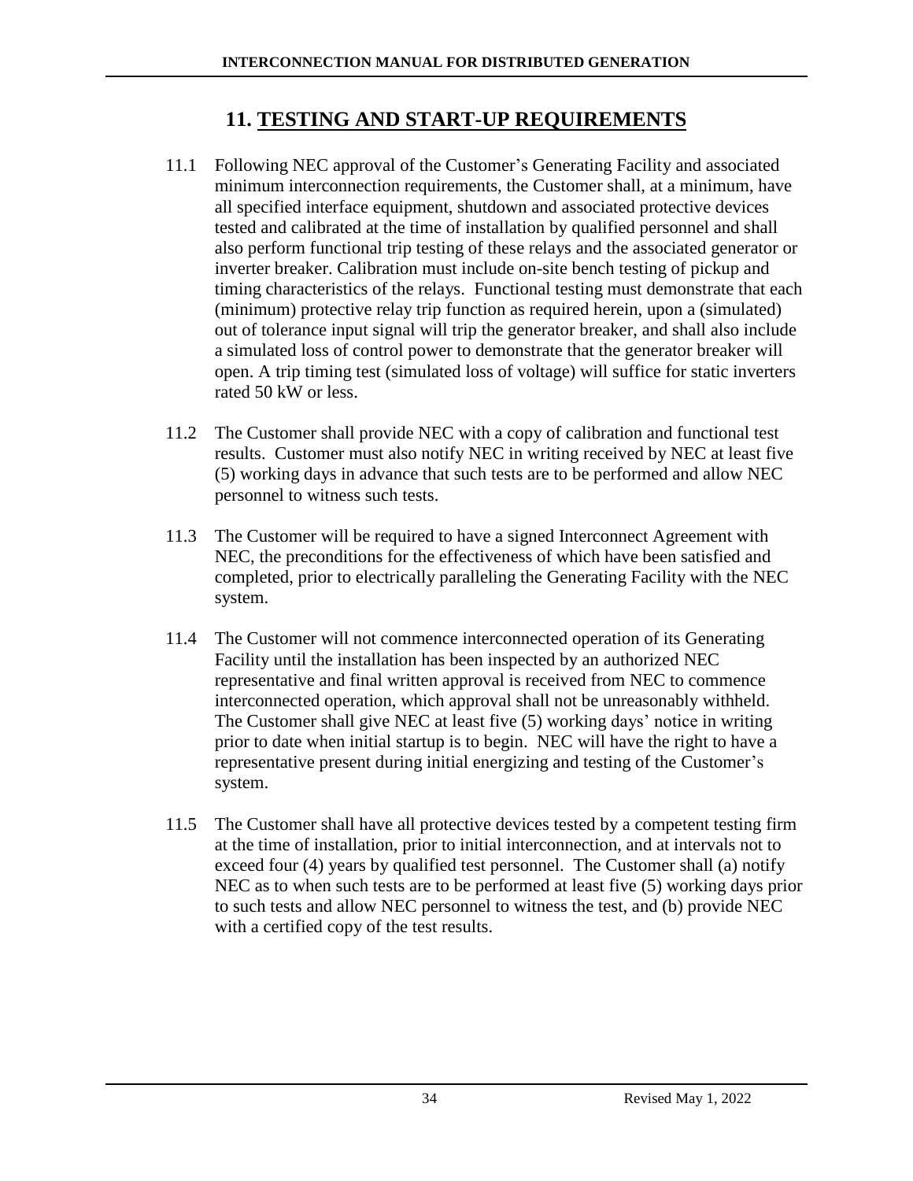# 11. TESTING AND START-UP REQUIREMENTS

11.1 Following NEC approval of the Customer's Generating Facility and associated minimum interconnection requirements, the Customer shall, at a minimum, have all specified interface equipment, shutdown and associated protective devices tested and calibrated at the time of installation by qualified personnel and shall also perform functional trip testing of these relays and the associated generator or inverter breaker. Calibration must include on-site bench testing of pickup and timing characteristics of the relays. Functional testing must demonstrate that each (minimum) protective relay trip function as required herein, upon a (simulated) out of tolerance input signal will trip the generator breaker, and shall also include a simulated loss of control power to demonstrate that the generator breaker will open. A trip timing test (simulated loss of voltage) will suffice for static inverters rated 50 kW or less.

11.2 The Customer shall provide NEC with a copy of calibration and functional test results. Customer must also notify NEC in writing received by NEC at least five (5) working days in advance that such tests are to be performed and allow NEC personnel to witness such tests.

11.3 The Customer will be required to have a signed Interconnect Agreement with NEC, the preconditions for the effectiveness of which have been satisfied and completed, prior to electrically paralleling the Generating Facility with the NEC system.

11.4 The Customer will not commence interconnected operation of its Generating Facility until the installation has been inspected by an authorized NEC representative and final written approval is received from NEC to commence interconnected operation, which approval shall not be unreasonably withheld. The Customer shall give NEC at least five (5) working days' notice in writing prior to date when initial startup is to begin. NEC will have the right to have a representative present during initial energizing and testing of the Customer's system.

11.5 The Customer shall have all protective devices tested by a competent testing firm at the time of installation, prior to initial interconnection, and at intervals not to exceed four (4) years by qualified test personnel. The Customer shall (a) notify NEC as to when such tests are to be performed at least five (5) working days prior to such tests and allow NEC personnel to witness the test, and (b) provide NEC with a certified copy of the test results.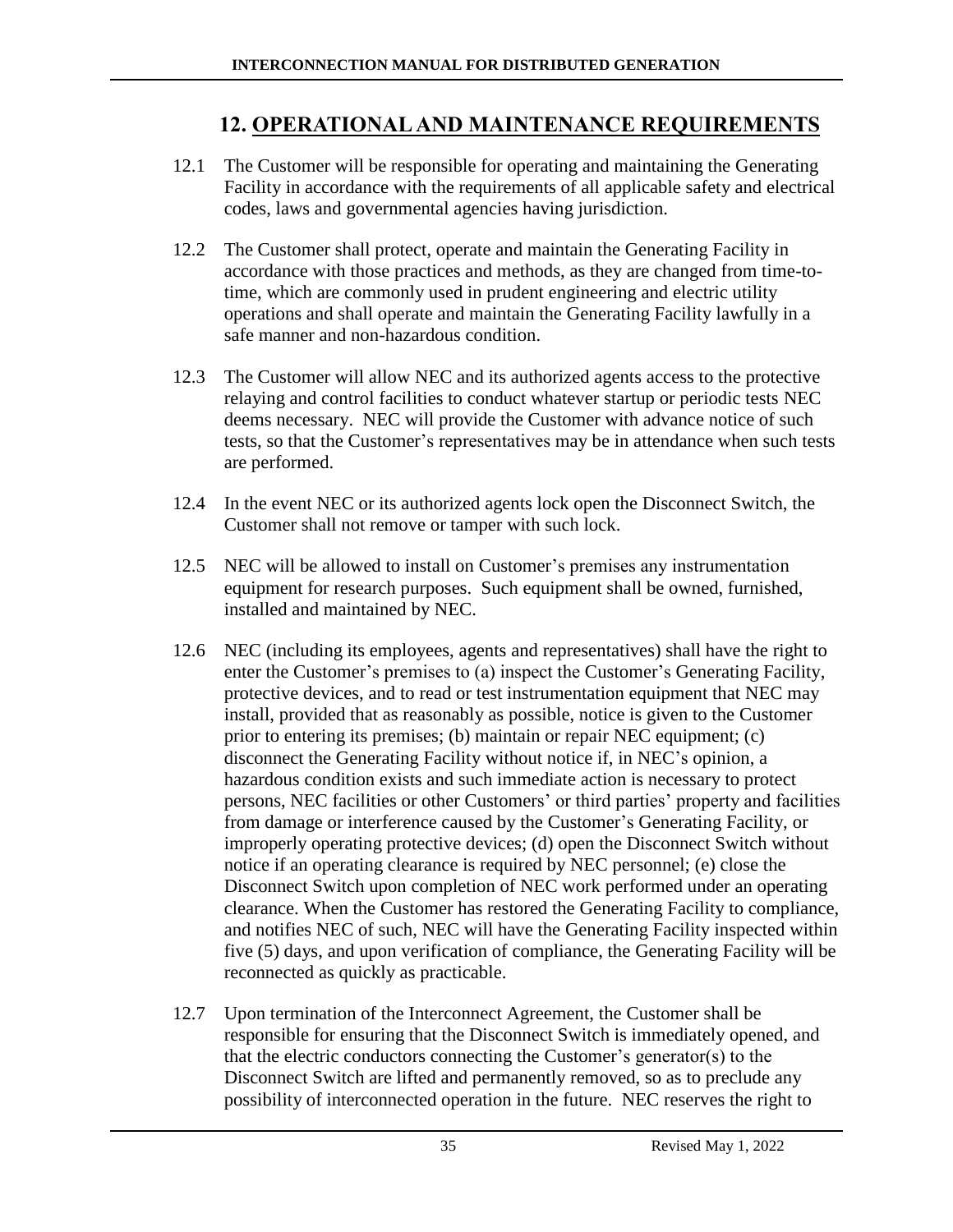# 12. OPERATIONAL AND MAINTENANCE REQUIREMENTS

12.1 The Customer will be responsible for operating and maintaining the Generating Facility in accordance with the requirements of all applicable safety and electrical codes, laws and governmental agencies having jurisdiction.

12.2 The Customer shall protect, operate and maintain the Generating Facility in accordance with those practices and methods, as they are changed from time-to-time, which are commonly used in prudent engineering and electric utility operations and shall operate and maintain the Generating Facility lawfully in a safe manner and non-hazardous condition.

12.3 The Customer will allow NEC and its authorized agents access to the protective relaying and control facilities to conduct whatever startup or periodic tests NEC deems necessary. NEC will provide the Customer with advance notice of such tests, so that the Customer's representatives may be in attendance when such tests are performed.

12.4 In the event NEC or its authorized agents lock open the Disconnect Switch, the Customer shall not remove or tamper with such lock.

12.5 NEC will be allowed to install on Customer's premises any instrumentation equipment for research purposes. Such equipment shall be owned, furnished, installed and maintained by NEC.

12.6 NEC (including its employees, agents and representatives) shall have the right to enter the Customer's premises to (a) inspect the Customer's Generating Facility, protective devices, and to read or test instrumentation equipment that NEC may install, provided that as reasonably as possible, notice is given to the Customer prior to entering its premises; (b) maintain or repair NEC equipment; (c) disconnect the Generating Facility without notice if, in NEC's opinion, a hazardous condition exists and such immediate action is necessary to protect persons, NEC facilities or other Customers' or third parties' property and facilities from damage or interference caused by the Customer's Generating Facility, or improperly operating protective devices; (d) open the Disconnect Switch without notice if an operating clearance is required by NEC personnel; (e) close the Disconnect Switch upon completion of NEC work performed under an operating clearance. When the Customer has restored the Generating Facility to compliance, and notifies NEC of such, NEC will have the Generating Facility inspected within five (5) days, and upon verification of compliance, the Generating Facility will be reconnected as quickly as practicable.

12.7 Upon termination of the Interconnect Agreement, the Customer shall be responsible for ensuring that the Disconnect Switch is immediately opened, and that the electric conductors connecting the Customer's generator(s) to the Disconnect Switch are lifted and permanently removed, so as to preclude any possibility of interconnected operation in the future. NEC reserves the right to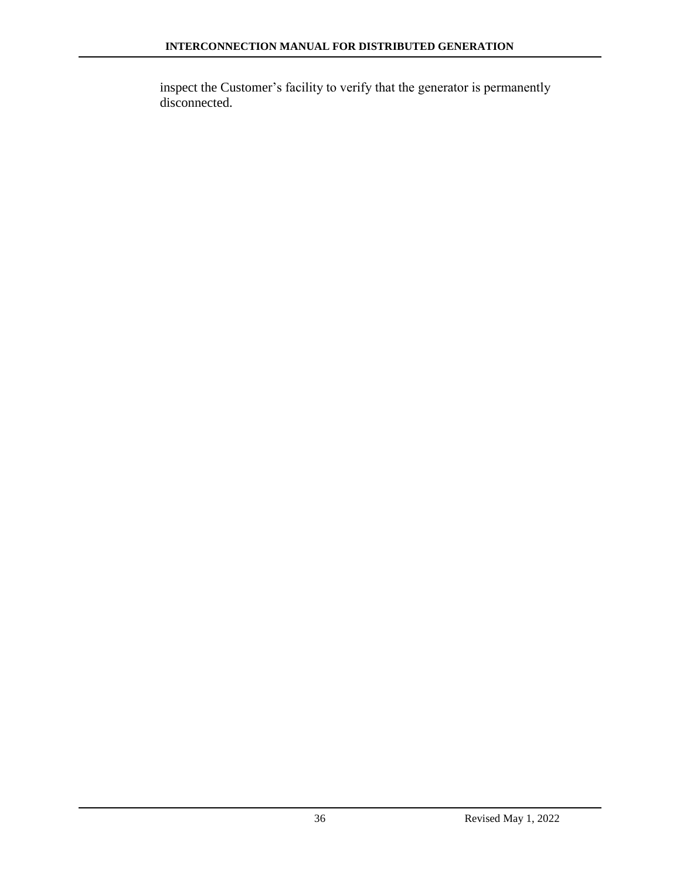inspect the Customer’s facility to verify that the generator is permanently disconnected.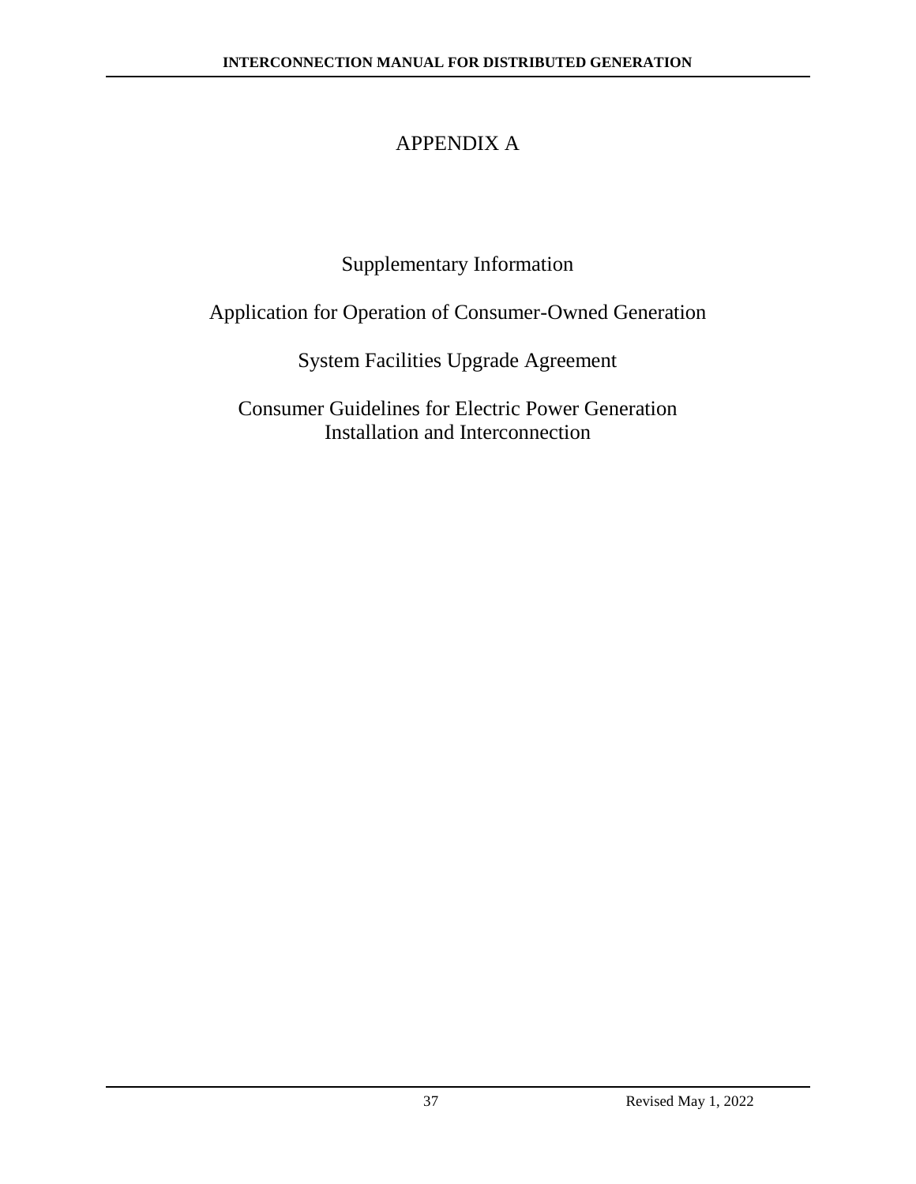# APPENDIX A

Supplementary Information

Application for Operation of Consumer-Owned Generation

System Facilities Upgrade Agreement

Consumer Guidelines for Electric Power Generation
Installation and Interconnection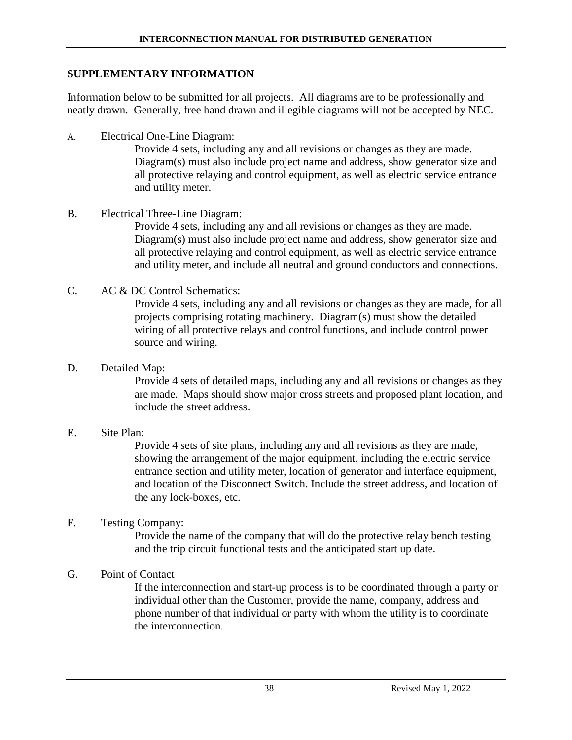## SUPPLEMENTARY INFORMATION

Information below to be submitted for all projects. All diagrams are to be professionally and neatly drawn. Generally, free hand drawn and illegible diagrams will not be accepted by NEC.

A. Electrical One-Line Diagram:

Provide 4 sets, including any and all revisions or changes as they are made. Diagram(s) must also include project name and address, show generator size and all protective relaying and control equipment, as well as electric service entrance and utility meter.

B. Electrical Three-Line Diagram:

Provide 4 sets, including any and all revisions or changes as they are made. Diagram(s) must also include project name and address, show generator size and all protective relaying and control equipment, as well as electric service entrance and utility meter, and include all neutral and ground conductors and connections.

C. AC & DC Control Schematics:

Provide 4 sets, including any and all revisions or changes as they are made, for all projects comprising rotating machinery. Diagram(s) must show the detailed wiring of all protective relays and control functions, and include control power source and wiring.

D. Detailed Map:

Provide 4 sets of detailed maps, including any and all revisions or changes as they are made. Maps should show major cross streets and proposed plant location, and include the street address.

E. Site Plan:

Provide 4 sets of site plans, including any and all revisions as they are made, showing the arrangement of the major equipment, including the electric service entrance section and utility meter, location of generator and interface equipment, and location of the Disconnect Switch. Include the street address, and location of the any lock-boxes, etc.

F. Testing Company:

Provide the name of the company that will do the protective relay bench testing and the trip circuit functional tests and the anticipated start up date.

G. Point of Contact

If the interconnection and start-up process is to be coordinated through a party or individual other than the Customer, provide the name, company, address and phone number of that individual or party with whom the utility is to coordinate the interconnection.